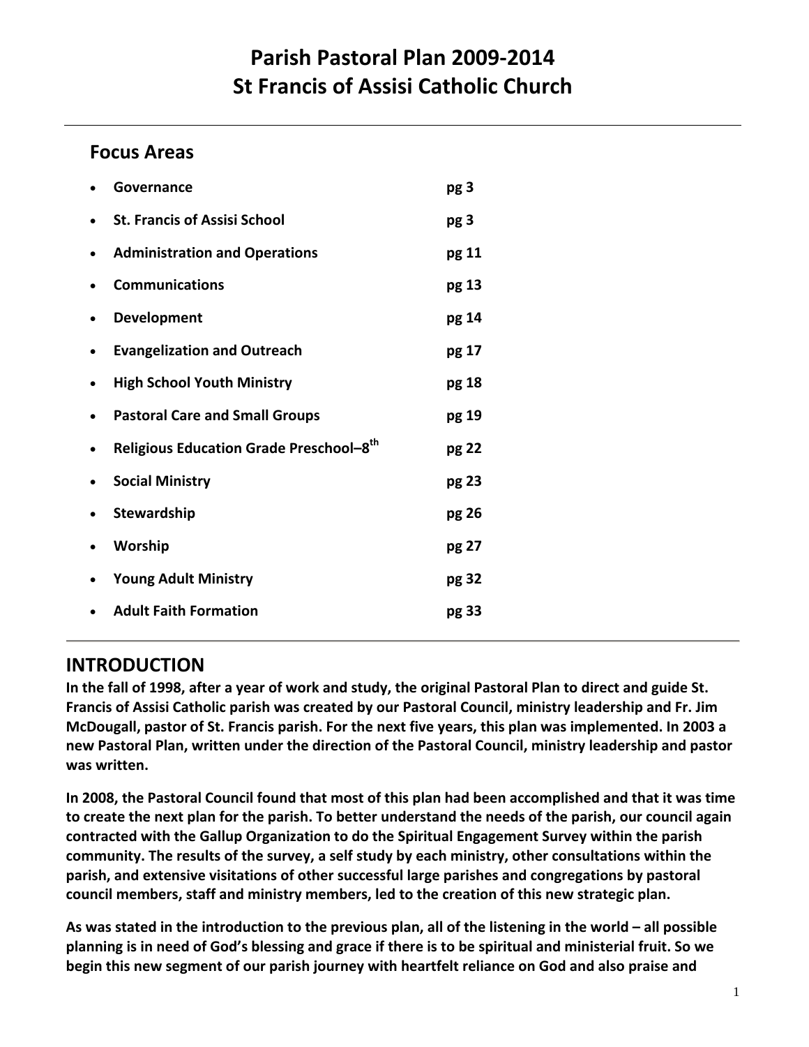# Parish Pastoral Plan 2009-2014
# St Francis of Assisi Catholic Church

## Focus Areas

- **Governance** **pg 3**
- **St. Francis of Assisi School** **pg 3**
- **Administration and Operations** **pg 11**
- **Communications** **pg 13**
- **Development** **pg 14**
- **Evangelization and Outreach** **pg 17**
- **High School Youth Ministry** **pg 18**
- **Pastoral Care and Small Groups** **pg 19**
- **Religious Education Grade Preschool–8th** **pg 22**
- **Social Ministry** **pg 23**
- **Stewardship** **pg 26**
- **Worship** **pg 27**
- **Young Adult Ministry** **pg 32**
- **Adult Faith Formation** **pg 33**

## INTRODUCTION

**In the fall of 1998, after a year of work and study, the original Pastoral Plan to direct and guide St. Francis of Assisi Catholic parish was created by our Pastoral Council, ministry leadership and Fr. Jim McDougall, pastor of St. Francis parish. For the next five years, this plan was implemented. In 2003 a new Pastoral Plan, written under the direction of the Pastoral Council, ministry leadership and pastor was written.**

**In 2008, the Pastoral Council found that most of this plan had been accomplished and that it was time to create the next plan for the parish. To better understand the needs of the parish, our council again contracted with the Gallup Organization to do the Spiritual Engagement Survey within the parish community. The results of the survey, a self study by each ministry, other consultations within the parish, and extensive visitations of other successful large parishes and congregations by pastoral council members, staff and ministry members, led to the creation of this new strategic plan.**

**As was stated in the introduction to the previous plan, all of the listening in the world – all possible planning is in need of God's blessing and grace if there is to be spiritual and ministerial fruit. So we begin this new segment of our parish journey with heartfelt reliance on God and also praise and**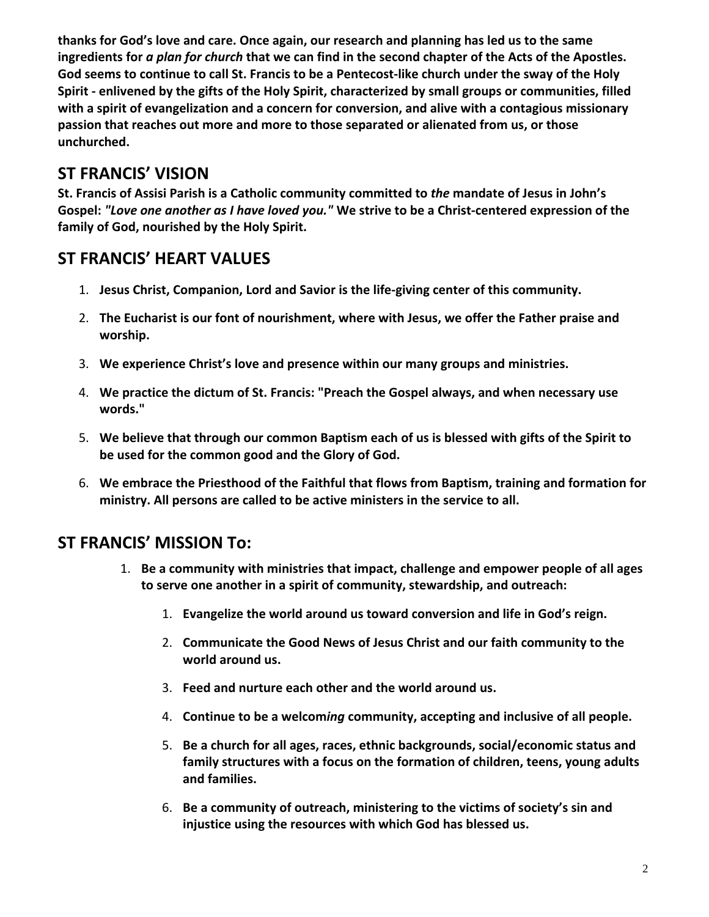**thanks for God's love and care. Once again, our research and planning has led us to the same ingredients for *a plan for church* that we can find in the second chapter of the Acts of the Apostles. God seems to continue to call St. Francis to be a Pentecost-like church under the sway of the Holy Spirit - enlivened by the gifts of the Holy Spirit, characterized by small groups or communities, filled with a spirit of evangelization and a concern for conversion, and alive with a contagious missionary passion that reaches out more and more to those separated or alienated from us, or those unchurched.**

## ST FRANCIS' VISION

**St. Francis of Assisi Parish is a Catholic community committed to *the* mandate of Jesus in John's Gospel: *"Love one another as I have loved you."* We strive to be a Christ-centered expression of the family of God, nourished by the Holy Spirit.**

## ST FRANCIS' HEART VALUES

1. **Jesus Christ, Companion, Lord and Savior is the life-giving center of this community.**
2. **The Eucharist is our font of nourishment, where with Jesus, we offer the Father praise and worship.**
3. **We experience Christ's love and presence within our many groups and ministries.**
4. **We practice the dictum of St. Francis: "Preach the Gospel always, and when necessary use words."**
5. **We believe that through our common Baptism each of us is blessed with gifts of the Spirit to be used for the common good and the Glory of God.**
6. **We embrace the Priesthood of the Faithful that flows from Baptism, training and formation for ministry. All persons are called to be active ministers in the service to all.**

## ST FRANCIS' MISSION To:

1. **Be a community with ministries that impact, challenge and empower people of all ages to serve one another in a spirit of community, stewardship, and outreach:**
    1. **Evangelize the world around us toward conversion and life in God's reign.**
    2. **Communicate the Good News of Jesus Christ and our faith community to the world around us.**
    3. **Feed and nurture each other and the world around us.**
    4. **Continue to be a welcom*ing* community, accepting and inclusive of all people.**
    5. **Be a church for all ages, races, ethnic backgrounds, social/economic status and family structures with a focus on the formation of children, teens, young adults and families.**
    6. **Be a community of outreach, ministering to the victims of society's sin and injustice using the resources with which God has blessed us.**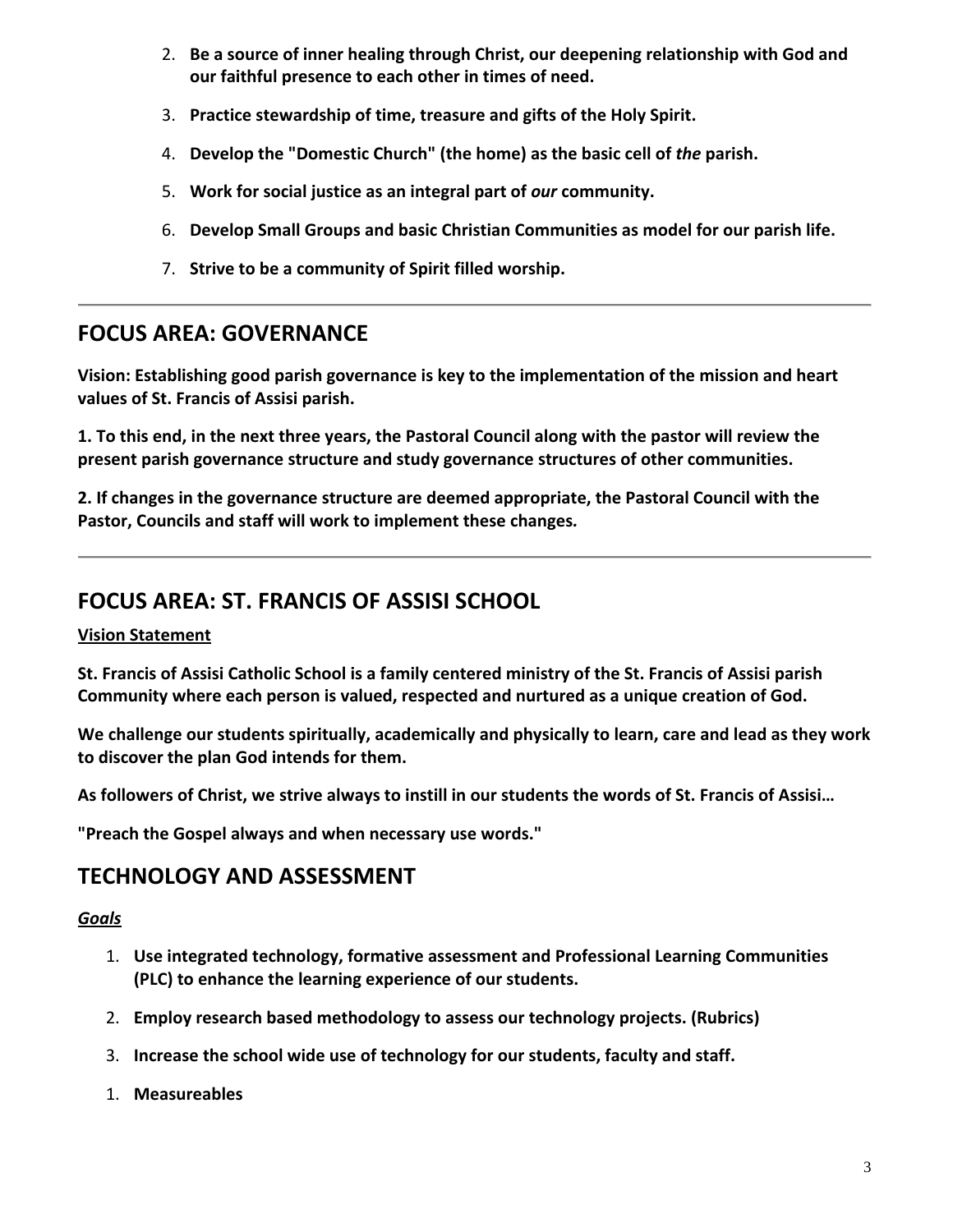2. **Be a source of inner healing through Christ, our deepening relationship with God and our faithful presence to each other in times of need.**
3. **Practice stewardship of time, treasure and gifts of the Holy Spirit.**
4. **Develop the "Domestic Church" (the home) as the basic cell of *the* parish.**
5. **Work for social justice as an integral part of *our* community.**
6. **Develop Small Groups and basic Christian Communities as model for our parish life.**
7. **Strive to be a community of Spirit filled worship.**

---

## FOCUS AREA: GOVERNANCE

**Vision: Establishing good parish governance is key to the implementation of the mission and heart values of St. Francis of Assisi parish.**

**1. To this end, in the next three years, the Pastoral Council along with the pastor will review the present parish governance structure and study governance structures of other communities.**

**2. If changes in the governance structure are deemed appropriate, the Pastoral Council with the Pastor, Councils and staff will work to implement these changes.**

---

## FOCUS AREA: ST. FRANCIS OF ASSISI SCHOOL

**Vision Statement**

**St. Francis of Assisi Catholic School is a family centered ministry of the St. Francis of Assisi parish Community where each person is valued, respected and nurtured as a unique creation of God.**

**We challenge our students spiritually, academically and physically to learn, care and lead as they work to discover the plan God intends for them.**

**As followers of Christ, we strive always to instill in our students the words of St. Francis of Assisi…**

**"Preach the Gospel always and when necessary use words."**

## TECHNOLOGY AND ASSESSMENT

***Goals***

1. **Use integrated technology, formative assessment and Professional Learning Communities (PLC) to enhance the learning experience of our students.**
2. **Employ research based methodology to assess our technology projects. (Rubrics)**
3. **Increase the school wide use of technology for our students, faculty and staff.**

1. **Measureables**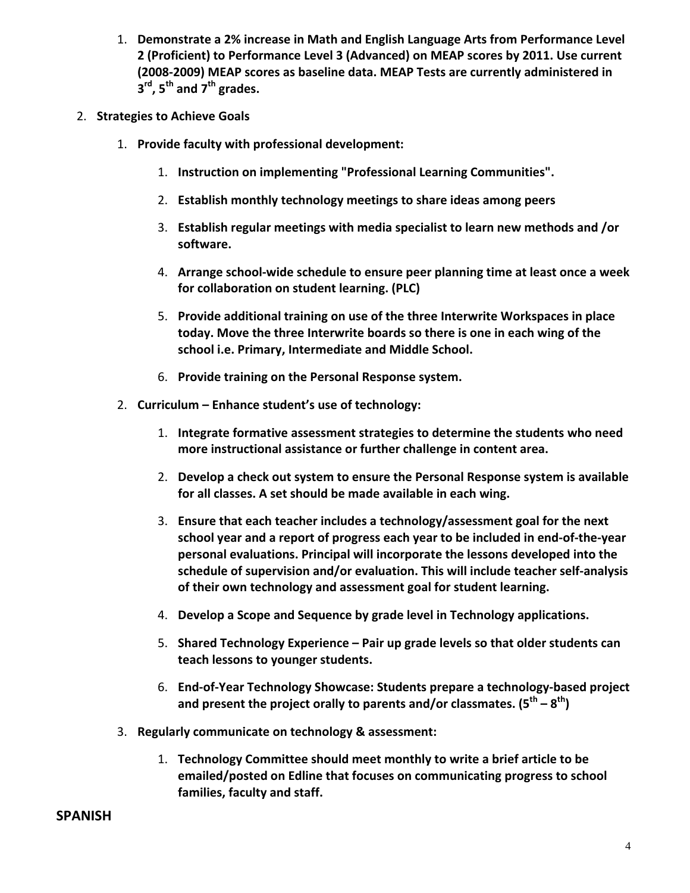1. **Demonstrate a 2% increase in Math and English Language Arts from Performance Level 2 (Proficient) to Performance Level 3 (Advanced) on MEAP scores by 2011. Use current (2008-2009) MEAP scores as baseline data. MEAP Tests are currently administered in 3rd, 5th and 7th grades.**

2. **Strategies to Achieve Goals**
   1. **Provide faculty with professional development:**
      1. **Instruction on implementing "Professional Learning Communities".**
      2. **Establish monthly technology meetings to share ideas among peers**
      3. **Establish regular meetings with media specialist to learn new methods and /or software.**
      4. **Arrange school-wide schedule to ensure peer planning time at least once a week for collaboration on student learning. (PLC)**
      5. **Provide additional training on use of the three Interwrite Workspaces in place today. Move the three Interwrite boards so there is one in each wing of the school i.e. Primary, Intermediate and Middle School.**
      6. **Provide training on the Personal Response system.**
   2. **Curriculum – Enhance student's use of technology:**
      1. **Integrate formative assessment strategies to determine the students who need more instructional assistance or further challenge in content area.**
      2. **Develop a check out system to ensure the Personal Response system is available for all classes. A set should be made available in each wing.**
      3. **Ensure that each teacher includes a technology/assessment goal for the next school year and a report of progress each year to be included in end-of-the-year personal evaluations. Principal will incorporate the lessons developed into the schedule of supervision and/or evaluation. This will include teacher self-analysis of their own technology and assessment goal for student learning.**
      4. **Develop a Scope and Sequence by grade level in Technology applications.**
      5. **Shared Technology Experience – Pair up grade levels so that older students can teach lessons to younger students.**
      6. **End-of-Year Technology Showcase: Students prepare a technology-based project and present the project orally to parents and/or classmates. (5th – 8th)**
   3. **Regularly communicate on technology & assessment:**
      1. **Technology Committee should meet monthly to write a brief article to be emailed/posted on Edline that focuses on communicating progress to school families, faculty and staff.**

## SPANISH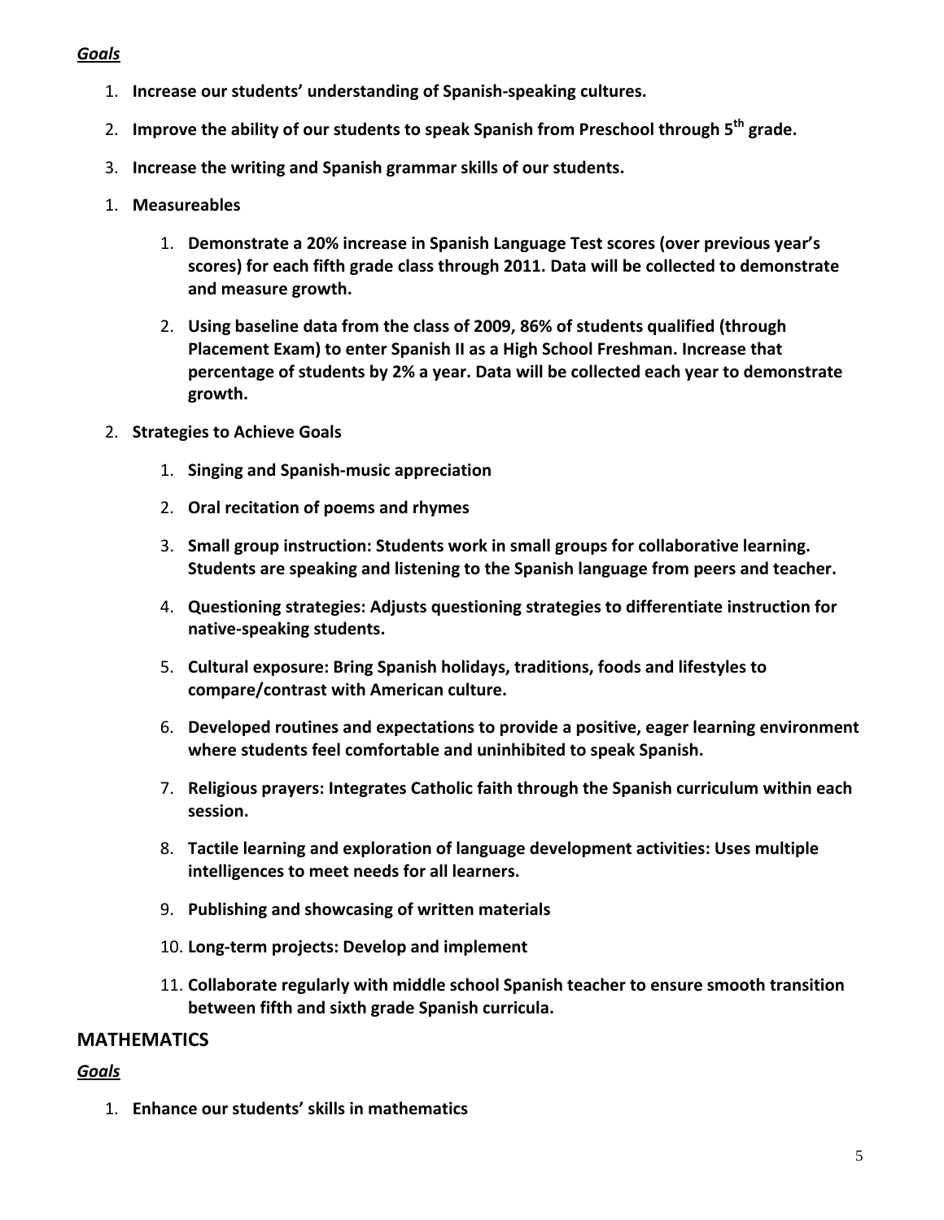***Goals***

1. **Increase our students' understanding of Spanish-speaking cultures.**
2. **Improve the ability of our students to speak Spanish from Preschool through 5th grade.**
3. **Increase the writing and Spanish grammar skills of our students.**

1. **Measureables**
    1. **Demonstrate a 20% increase in Spanish Language Test scores (over previous year's scores) for each fifth grade class through 2011. Data will be collected to demonstrate and measure growth.**
    2. **Using baseline data from the class of 2009, 86% of students qualified (through Placement Exam) to enter Spanish II as a High School Freshman. Increase that percentage of students by 2% a year. Data will be collected each year to demonstrate growth.**
2. **Strategies to Achieve Goals**
    1. **Singing and Spanish-music appreciation**
    2. **Oral recitation of poems and rhymes**
    3. **Small group instruction: Students work in small groups for collaborative learning. Students are speaking and listening to the Spanish language from peers and teacher.**
    4. **Questioning strategies: Adjusts questioning strategies to differentiate instruction for native-speaking students.**
    5. **Cultural exposure: Bring Spanish holidays, traditions, foods and lifestyles to compare/contrast with American culture.**
    6. **Developed routines and expectations to provide a positive, eager learning environment where students feel comfortable and uninhibited to speak Spanish.**
    7. **Religious prayers: Integrates Catholic faith through the Spanish curriculum within each session.**
    8. **Tactile learning and exploration of language development activities: Uses multiple intelligences to meet needs for all learners.**
    9. **Publishing and showcasing of written materials**
    10. **Long-term projects: Develop and implement**
    11. **Collaborate regularly with middle school Spanish teacher to ensure smooth transition between fifth and sixth grade Spanish curricula.**

## MATHEMATICS

***Goals***

1. **Enhance our students' skills in mathematics**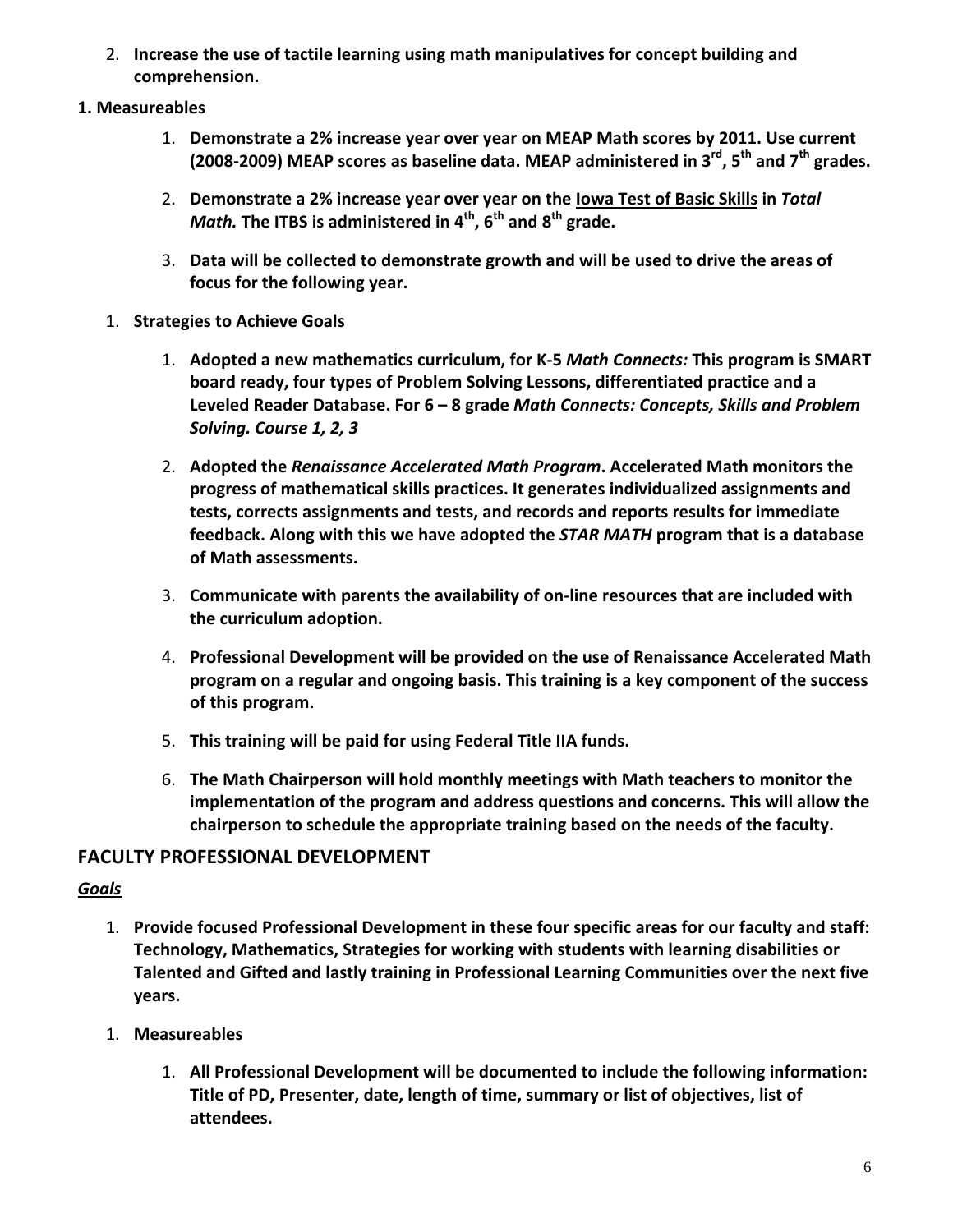2. **Increase the use of tactile learning using math manipulatives for concept building and comprehension.**

**1. Measureables**

   1. **Demonstrate a 2% increase year over year on MEAP Math scores by 2011. Use current (2008-2009) MEAP scores as baseline data. MEAP administered in 3rd, 5th and 7th grades.**

   2. **Demonstrate a 2% increase year over year on the <u>Iowa Test of Basic Skills</u> in *Total Math.* The ITBS is administered in 4th, 6th and 8th grade.**

   3. **Data will be collected to demonstrate growth and will be used to drive the areas of focus for the following year.**

1. **Strategies to Achieve Goals**

   1. **Adopted a new mathematics curriculum, for K-5 *Math Connects:* This program is SMART board ready, four types of Problem Solving Lessons, differentiated practice and a Leveled Reader Database. For 6 – 8 grade *Math Connects: Concepts, Skills and Problem Solving. Course 1, 2, 3***

   2. **Adopted the *Renaissance Accelerated Math Program*. Accelerated Math monitors the progress of mathematical skills practices. It generates individualized assignments and tests, corrects assignments and tests, and records and reports results for immediate feedback. Along with this we have adopted the *STAR MATH* program that is a database of Math assessments.**

   3. **Communicate with parents the availability of on-line resources that are included with the curriculum adoption.**

   4. **Professional Development will be provided on the use of Renaissance Accelerated Math program on a regular and ongoing basis. This training is a key component of the success of this program.**

   5. **This training will be paid for using Federal Title IIA funds.**

   6. **The Math Chairperson will hold monthly meetings with Math teachers to monitor the implementation of the program and address questions and concerns. This will allow the chairperson to schedule the appropriate training based on the needs of the faculty.**

## FACULTY PROFESSIONAL DEVELOPMENT

***<u>Goals</u>***

1. **Provide focused Professional Development in these four specific areas for our faculty and staff: Technology, Mathematics, Strategies for working with students with learning disabilities or Talented and Gifted and lastly training in Professional Learning Communities over the next five years.**

1. **Measureables**

   1. **All Professional Development will be documented to include the following information: Title of PD, Presenter, date, length of time, summary or list of objectives, list of attendees.**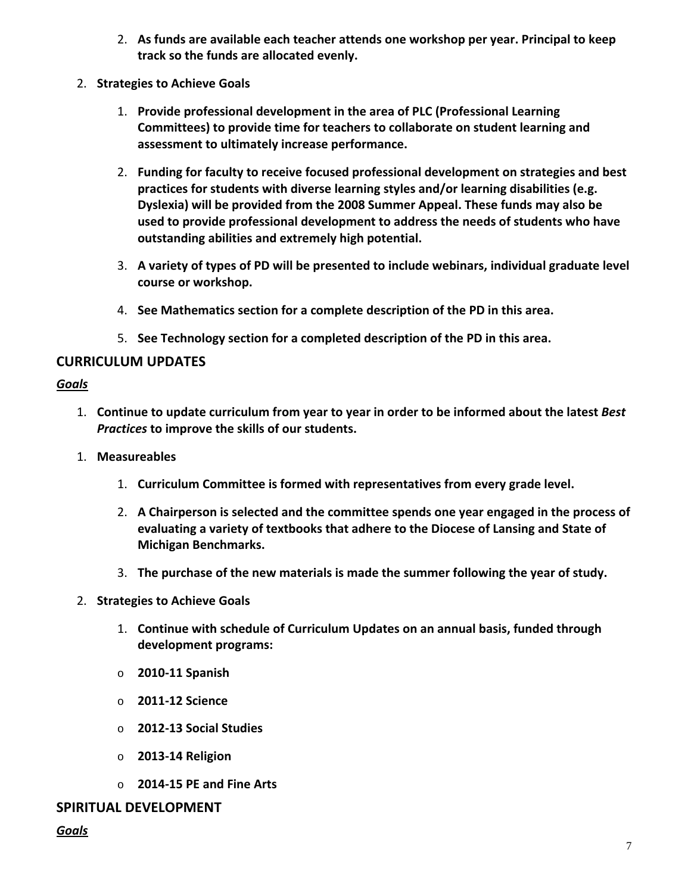2. **As funds are available each teacher attends one workshop per year. Principal to keep track so the funds are allocated evenly.**

2. **Strategies to Achieve Goals**

    1. **Provide professional development in the area of PLC (Professional Learning Committees) to provide time for teachers to collaborate on student learning and assessment to ultimately increase performance.**

    2. **Funding for faculty to receive focused professional development on strategies and best practices for students with diverse learning styles and/or learning disabilities (e.g. Dyslexia) will be provided from the 2008 Summer Appeal. These funds may also be used to provide professional development to address the needs of students who have outstanding abilities and extremely high potential.**

    3. **A variety of types of PD will be presented to include webinars, individual graduate level course or workshop.**

    4. **See Mathematics section for a complete description of the PD in this area.**

    5. **See Technology section for a completed description of the PD in this area.**

## CURRICULUM UPDATES

***Goals***

1. **Continue to update curriculum from year to year in order to be informed about the latest *Best Practices* to improve the skills of our students.**

1. **Measureables**

    1. **Curriculum Committee is formed with representatives from every grade level.**

    2. **A Chairperson is selected and the committee spends one year engaged in the process of evaluating a variety of textbooks that adhere to the Diocese of Lansing and State of Michigan Benchmarks.**

    3. **The purchase of the new materials is made the summer following the year of study.**

2. **Strategies to Achieve Goals**

    1. **Continue with schedule of Curriculum Updates on an annual basis, funded through development programs:**

    - **2010-11 Spanish**
    - **2011-12 Science**
    - **2012-13 Social Studies**
    - **2013-14 Religion**
    - **2014-15 PE and Fine Arts**

## SPIRITUAL DEVELOPMENT

***Goals***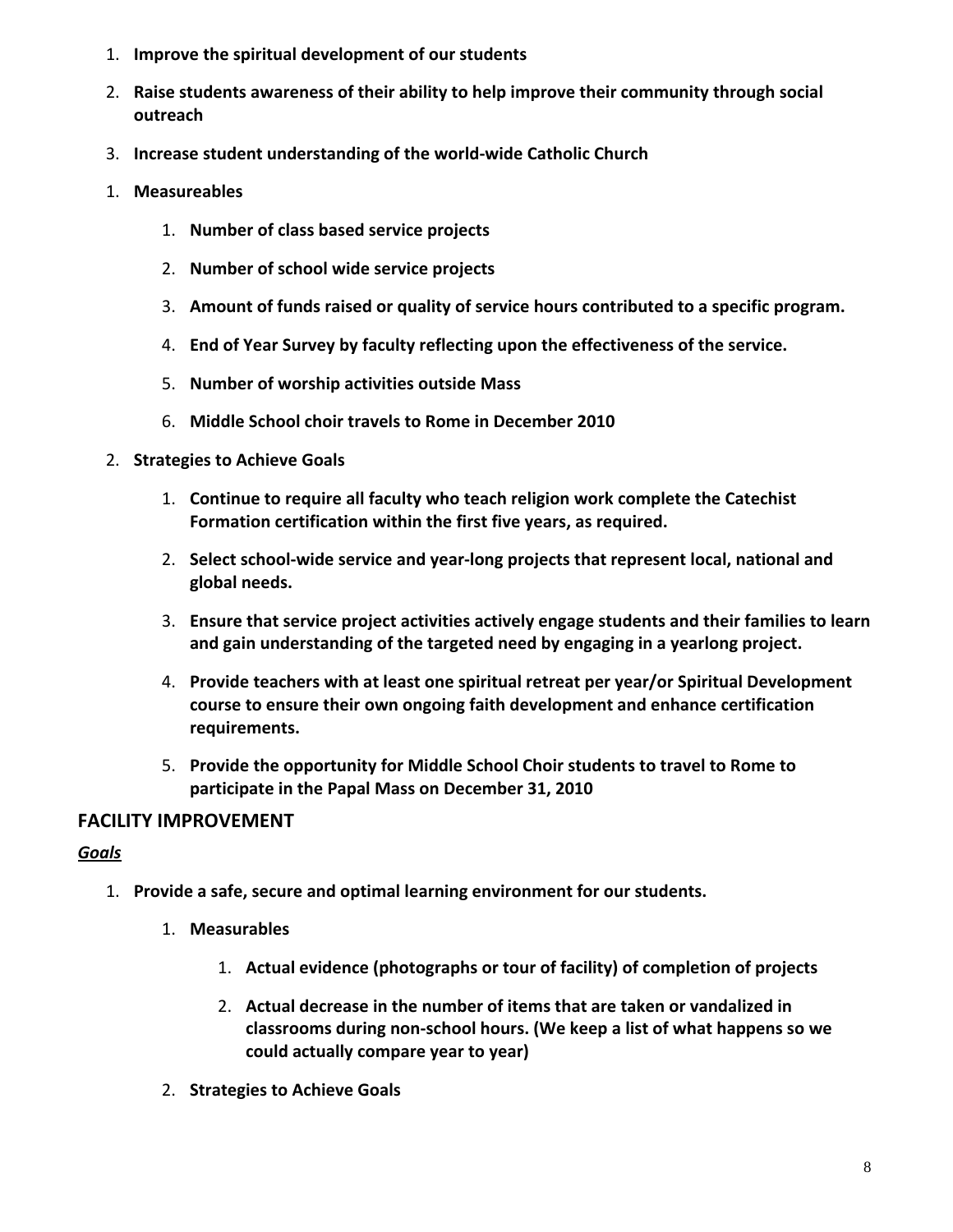1. **Improve the spiritual development of our students**
2. **Raise students awareness of their ability to help improve their community through social outreach**
3. **Increase student understanding of the world-wide Catholic Church**

1. **Measureables**
    1. **Number of class based service projects**
    2. **Number of school wide service projects**
    3. **Amount of funds raised or quality of service hours contributed to a specific program.**
    4. **End of Year Survey by faculty reflecting upon the effectiveness of the service.**
    5. **Number of worship activities outside Mass**
    6. **Middle School choir travels to Rome in December 2010**
2. **Strategies to Achieve Goals**
    1. **Continue to require all faculty who teach religion work complete the Catechist Formation certification within the first five years, as required.**
    2. **Select school-wide service and year-long projects that represent local, national and global needs.**
    3. **Ensure that service project activities actively engage students and their families to learn and gain understanding of the targeted need by engaging in a yearlong project.**
    4. **Provide teachers with at least one spiritual retreat per year/or Spiritual Development course to ensure their own ongoing faith development and enhance certification requirements.**
    5. **Provide the opportunity for Middle School Choir students to travel to Rome to participate in the Papal Mass on December 31, 2010**

## FACILITY IMPROVEMENT

***Goals***

1. **Provide a safe, secure and optimal learning environment for our students.**
    1. **Measurables**
        1. **Actual evidence (photographs or tour of facility) of completion of projects**
        2. **Actual decrease in the number of items that are taken or vandalized in classrooms during non-school hours. (We keep a list of what happens so we could actually compare year to year)**
    2. **Strategies to Achieve Goals**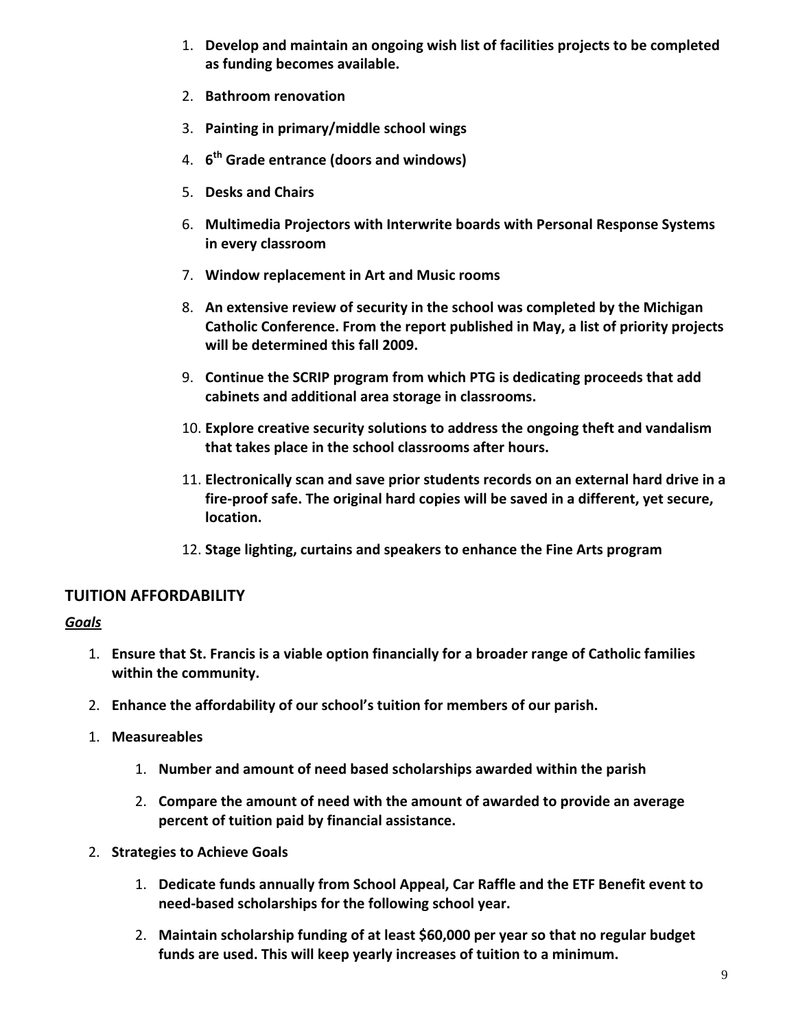1. **Develop and maintain an ongoing wish list of facilities projects to be completed as funding becomes available.**
2. **Bathroom renovation**
3. **Painting in primary/middle school wings**
4. **6th Grade entrance (doors and windows)**
5. **Desks and Chairs**
6. **Multimedia Projectors with Interwrite boards with Personal Response Systems in every classroom**
7. **Window replacement in Art and Music rooms**
8. **An extensive review of security in the school was completed by the Michigan Catholic Conference. From the report published in May, a list of priority projects will be determined this fall 2009.**
9. **Continue the SCRIP program from which PTG is dedicating proceeds that add cabinets and additional area storage in classrooms.**
10. **Explore creative security solutions to address the ongoing theft and vandalism that takes place in the school classrooms after hours.**
11. **Electronically scan and save prior students records on an external hard drive in a fire-proof safe. The original hard copies will be saved in a different, yet secure, location.**
12. **Stage lighting, curtains and speakers to enhance the Fine Arts program**

## TUITION AFFORDABILITY

***Goals***

1. **Ensure that St. Francis is a viable option financially for a broader range of Catholic families within the community.**
2. **Enhance the affordability of our school's tuition for members of our parish.**

1. **Measureables**
    1. **Number and amount of need based scholarships awarded within the parish**
    2. **Compare the amount of need with the amount of awarded to provide an average percent of tuition paid by financial assistance.**
2. **Strategies to Achieve Goals**
    1. **Dedicate funds annually from School Appeal, Car Raffle and the ETF Benefit event to need-based scholarships for the following school year.**
    2. **Maintain scholarship funding of at least $60,000 per year so that no regular budget funds are used. This will keep yearly increases of tuition to a minimum.**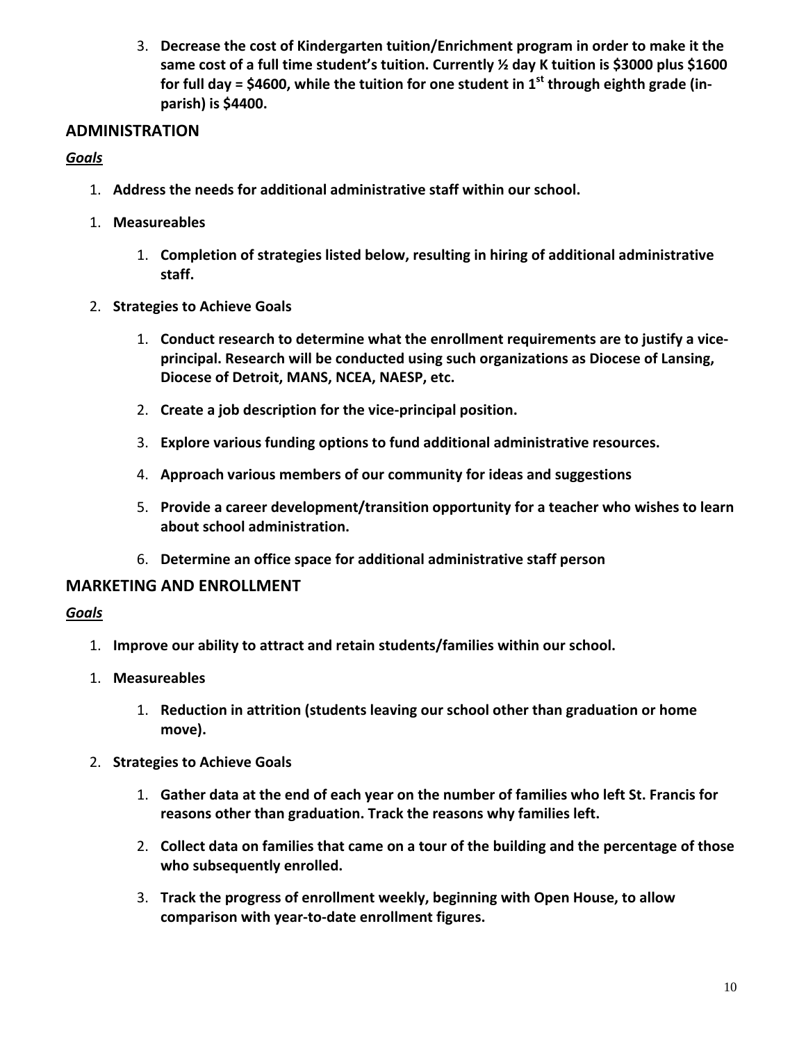3. **Decrease the cost of Kindergarten tuition/Enrichment program in order to make it the same cost of a full time student's tuition. Currently ½ day K tuition is $3000 plus $1600 for full day = $4600, while the tuition for one student in 1st through eighth grade (in-parish) is $4400.**

## ADMINISTRATION

***Goals***

1. **Address the needs for additional administrative staff within our school.**

1. **Measureables**
    1. **Completion of strategies listed below, resulting in hiring of additional administrative staff.**
2. **Strategies to Achieve Goals**
    1. **Conduct research to determine what the enrollment requirements are to justify a vice-principal. Research will be conducted using such organizations as Diocese of Lansing, Diocese of Detroit, MANS, NCEA, NAESP, etc.**
    2. **Create a job description for the vice-principal position.**
    3. **Explore various funding options to fund additional administrative resources.**
    4. **Approach various members of our community for ideas and suggestions**
    5. **Provide a career development/transition opportunity for a teacher who wishes to learn about school administration.**
    6. **Determine an office space for additional administrative staff person**

## MARKETING AND ENROLLMENT

***Goals***

1. **Improve our ability to attract and retain students/families within our school.**

1. **Measureables**
    1. **Reduction in attrition (students leaving our school other than graduation or home move).**
2. **Strategies to Achieve Goals**
    1. **Gather data at the end of each year on the number of families who left St. Francis for reasons other than graduation. Track the reasons why families left.**
    2. **Collect data on families that came on a tour of the building and the percentage of those who subsequently enrolled.**
    3. **Track the progress of enrollment weekly, beginning with Open House, to allow comparison with year-to-date enrollment figures.**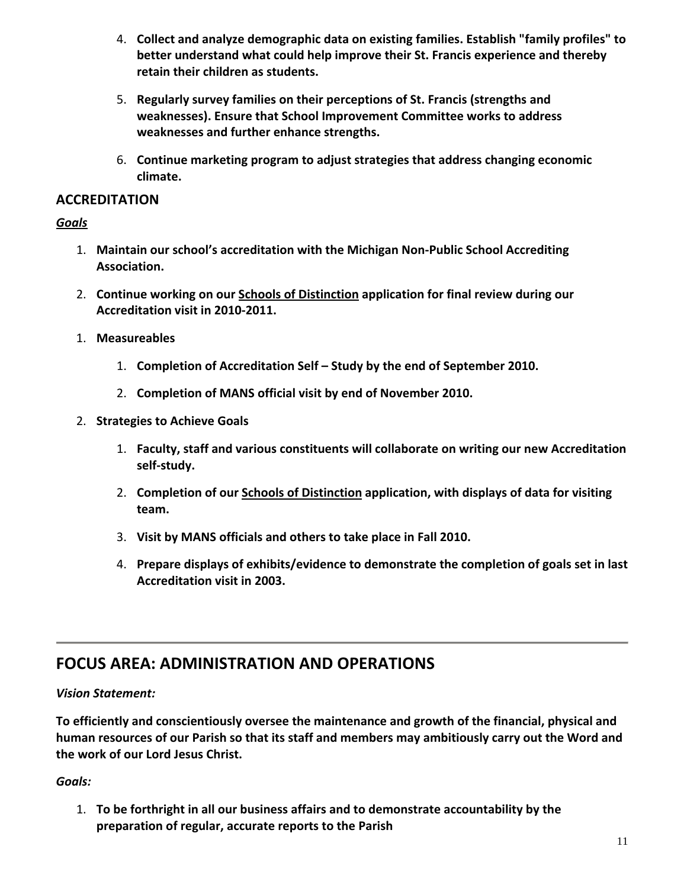4. **Collect and analyze demographic data on existing families. Establish "family profiles" to better understand what could help improve their St. Francis experience and thereby retain their children as students.**

5. **Regularly survey families on their perceptions of St. Francis (strengths and weaknesses). Ensure that School Improvement Committee works to address weaknesses and further enhance strengths.**

6. **Continue marketing program to adjust strategies that address changing economic climate.**

### ACCREDITATION

***Goals***

1. **Maintain our school's accreditation with the Michigan Non-Public School Accrediting Association.**

2. **Continue working on our Schools of Distinction application for final review during our Accreditation visit in 2010-2011.**

1. **Measureables**

    1. **Completion of Accreditation Self – Study by the end of September 2010.**

    2. **Completion of MANS official visit by end of November 2010.**

2. **Strategies to Achieve Goals**

    1. **Faculty, staff and various constituents will collaborate on writing our new Accreditation self-study.**

    2. **Completion of our Schools of Distinction application, with displays of data for visiting team.**

    3. **Visit by MANS officials and others to take place in Fall 2010.**

    4. **Prepare displays of exhibits/evidence to demonstrate the completion of goals set in last Accreditation visit in 2003.**

---

## FOCUS AREA: ADMINISTRATION AND OPERATIONS

***Vision Statement:***

**To efficiently and conscientiously oversee the maintenance and growth of the financial, physical and human resources of our Parish so that its staff and members may ambitiously carry out the Word and the work of our Lord Jesus Christ.**

***Goals:***

1. **To be forthright in all our business affairs and to demonstrate accountability by the preparation of regular, accurate reports to the Parish**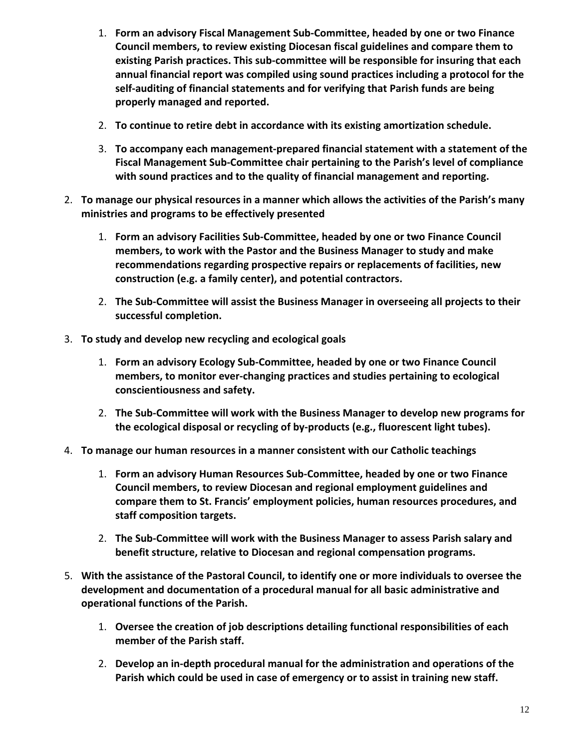1. **Form an advisory Fiscal Management Sub-Committee, headed by one or two Finance Council members, to review existing Diocesan fiscal guidelines and compare them to existing Parish practices. This sub-committee will be responsible for insuring that each annual financial report was compiled using sound practices including a protocol for the self-auditing of financial statements and for verifying that Parish funds are being properly managed and reported.**

2. **To continue to retire debt in accordance with its existing amortization schedule.**

3. **To accompany each management-prepared financial statement with a statement of the Fiscal Management Sub-Committee chair pertaining to the Parish's level of compliance with sound practices and to the quality of financial management and reporting.**

2. **To manage our physical resources in a manner which allows the activities of the Parish's many ministries and programs to be effectively presented**

   1. **Form an advisory Facilities Sub-Committee, headed by one or two Finance Council members, to work with the Pastor and the Business Manager to study and make recommendations regarding prospective repairs or replacements of facilities, new construction (e.g. a family center), and potential contractors.**

   2. **The Sub-Committee will assist the Business Manager in overseeing all projects to their successful completion.**

3. **To study and develop new recycling and ecological goals**

   1. **Form an advisory Ecology Sub-Committee, headed by one or two Finance Council members, to monitor ever-changing practices and studies pertaining to ecological conscientiousness and safety.**

   2. **The Sub-Committee will work with the Business Manager to develop new programs for the ecological disposal or recycling of by-products (e.g., fluorescent light tubes).**

4. **To manage our human resources in a manner consistent with our Catholic teachings**

   1. **Form an advisory Human Resources Sub-Committee, headed by one or two Finance Council members, to review Diocesan and regional employment guidelines and compare them to St. Francis' employment policies, human resources procedures, and staff composition targets.**

   2. **The Sub-Committee will work with the Business Manager to assess Parish salary and benefit structure, relative to Diocesan and regional compensation programs.**

5. **With the assistance of the Pastoral Council, to identify one or more individuals to oversee the development and documentation of a procedural manual for all basic administrative and operational functions of the Parish.**

   1. **Oversee the creation of job descriptions detailing functional responsibilities of each member of the Parish staff.**

   2. **Develop an in-depth procedural manual for the administration and operations of the Parish which could be used in case of emergency or to assist in training new staff.**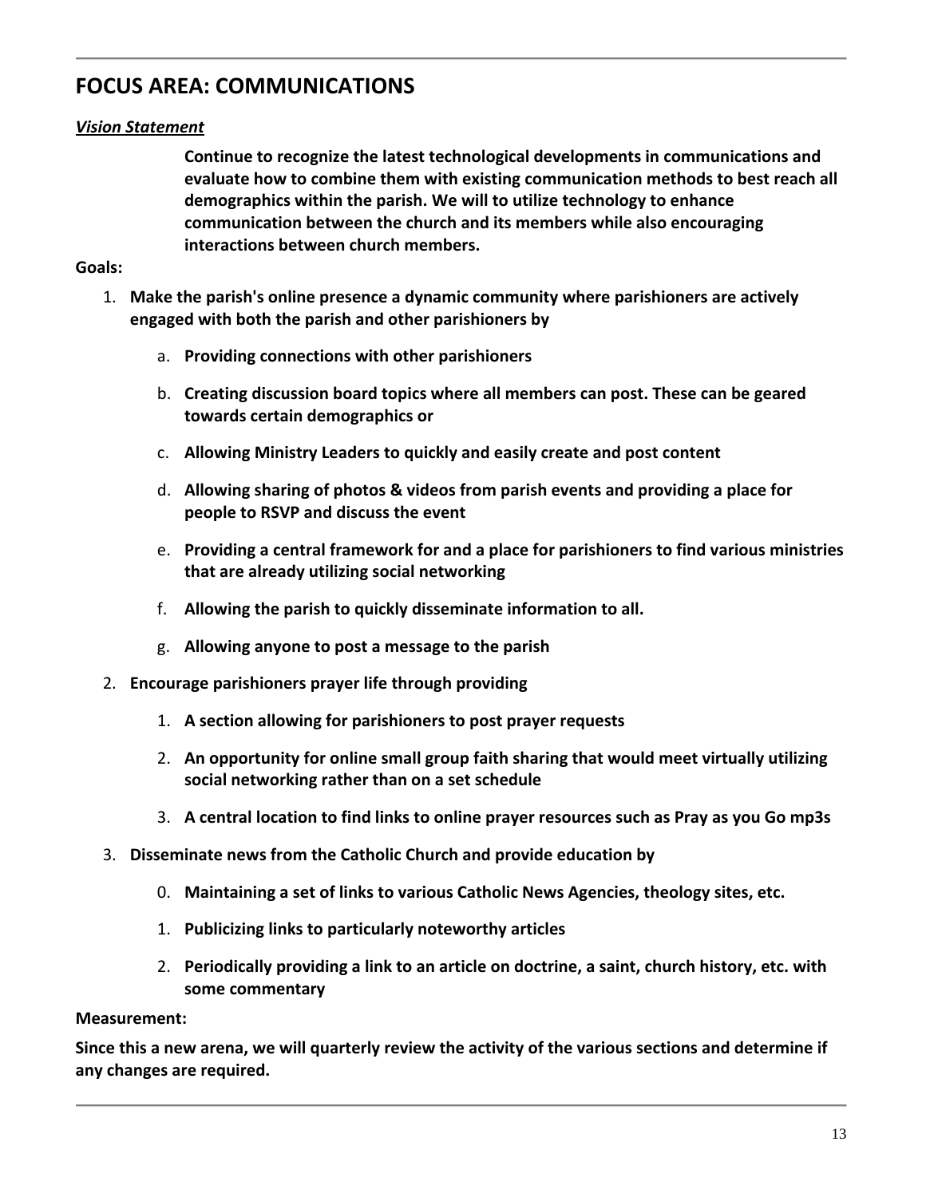## FOCUS AREA: COMMUNICATIONS

***Vision Statement***

> **Continue to recognize the latest technological developments in communications and evaluate how to combine them with existing communication methods to best reach all demographics within the parish. We will to utilize technology to enhance communication between the church and its members while also encouraging interactions between church members.**

**Goals:**

1. **Make the parish's online presence a dynamic community where parishioners are actively engaged with both the parish and other parishioners by**
   - a. **Providing connections with other parishioners**
   - b. **Creating discussion board topics where all members can post. These can be geared towards certain demographics or**
   - c. **Allowing Ministry Leaders to quickly and easily create and post content**
   - d. **Allowing sharing of photos & videos from parish events and providing a place for people to RSVP and discuss the event**
   - e. **Providing a central framework for and a place for parishioners to find various ministries that are already utilizing social networking**
   - f. **Allowing the parish to quickly disseminate information to all.**
   - g. **Allowing anyone to post a message to the parish**
2. **Encourage parishioners prayer life through providing**
   1. **A section allowing for parishioners to post prayer requests**
   2. **An opportunity for online small group faith sharing that would meet virtually utilizing social networking rather than on a set schedule**
   3. **A central location to find links to online prayer resources such as Pray as you Go mp3s**
3. **Disseminate news from the Catholic Church and provide education by**
   - 0. **Maintaining a set of links to various Catholic News Agencies, theology sites, etc.**
   - 1. **Publicizing links to particularly noteworthy articles**
   - 2. **Periodically providing a link to an article on doctrine, a saint, church history, etc. with some commentary**

**Measurement:**

**Since this a new arena, we will quarterly review the activity of the various sections and determine if any changes are required.**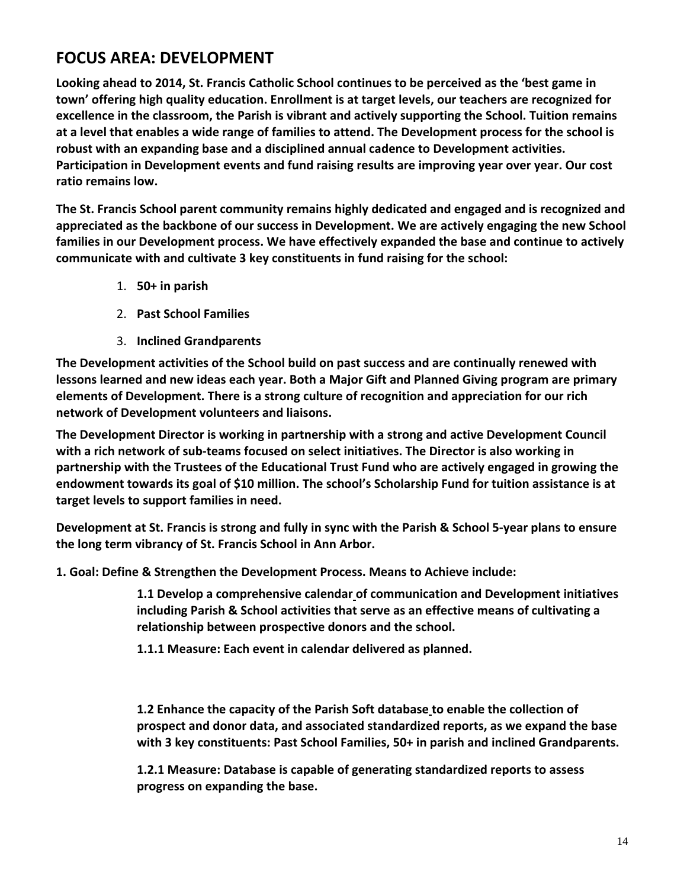## FOCUS AREA: DEVELOPMENT

**Looking ahead to 2014, St. Francis Catholic School continues to be perceived as the 'best game in town' offering high quality education. Enrollment is at target levels, our teachers are recognized for excellence in the classroom, the Parish is vibrant and actively supporting the School. Tuition remains at a level that enables a wide range of families to attend. The Development process for the school is robust with an expanding base and a disciplined annual cadence to Development activities. Participation in Development events and fund raising results are improving year over year. Our cost ratio remains low.**

**The St. Francis School parent community remains highly dedicated and engaged and is recognized and appreciated as the backbone of our success in Development. We are actively engaging the new School families in our Development process. We have effectively expanded the base and continue to actively communicate with and cultivate 3 key constituents in fund raising for the school:**

1. **50+ in parish**
2. **Past School Families**
3. **Inclined Grandparents**

**The Development activities of the School build on past success and are continually renewed with lessons learned and new ideas each year. Both a Major Gift and Planned Giving program are primary elements of Development. There is a strong culture of recognition and appreciation for our rich network of Development volunteers and liaisons.**

**The Development Director is working in partnership with a strong and active Development Council with a rich network of sub-teams focused on select initiatives. The Director is also working in partnership with the Trustees of the Educational Trust Fund who are actively engaged in growing the endowment towards its goal of $10 million. The school's Scholarship Fund for tuition assistance is at target levels to support families in need.**

**Development at St. Francis is strong and fully in sync with the Parish & School 5-year plans to ensure the long term vibrancy of St. Francis School in Ann Arbor.**

**1. Goal: Define & Strengthen the Development Process. Means to Achieve include:**

> **1.1 Develop a comprehensive calendar of communication and Development initiatives including Parish & School activities that serve as an effective means of cultivating a relationship between prospective donors and the school.**
>
> **1.1.1 Measure: Each event in calendar delivered as planned.**
>
> **1.2 Enhance the capacity of the Parish Soft database to enable the collection of prospect and donor data, and associated standardized reports, as we expand the base with 3 key constituents: Past School Families, 50+ in parish and inclined Grandparents.**
>
> **1.2.1 Measure: Database is capable of generating standardized reports to assess progress on expanding the base.**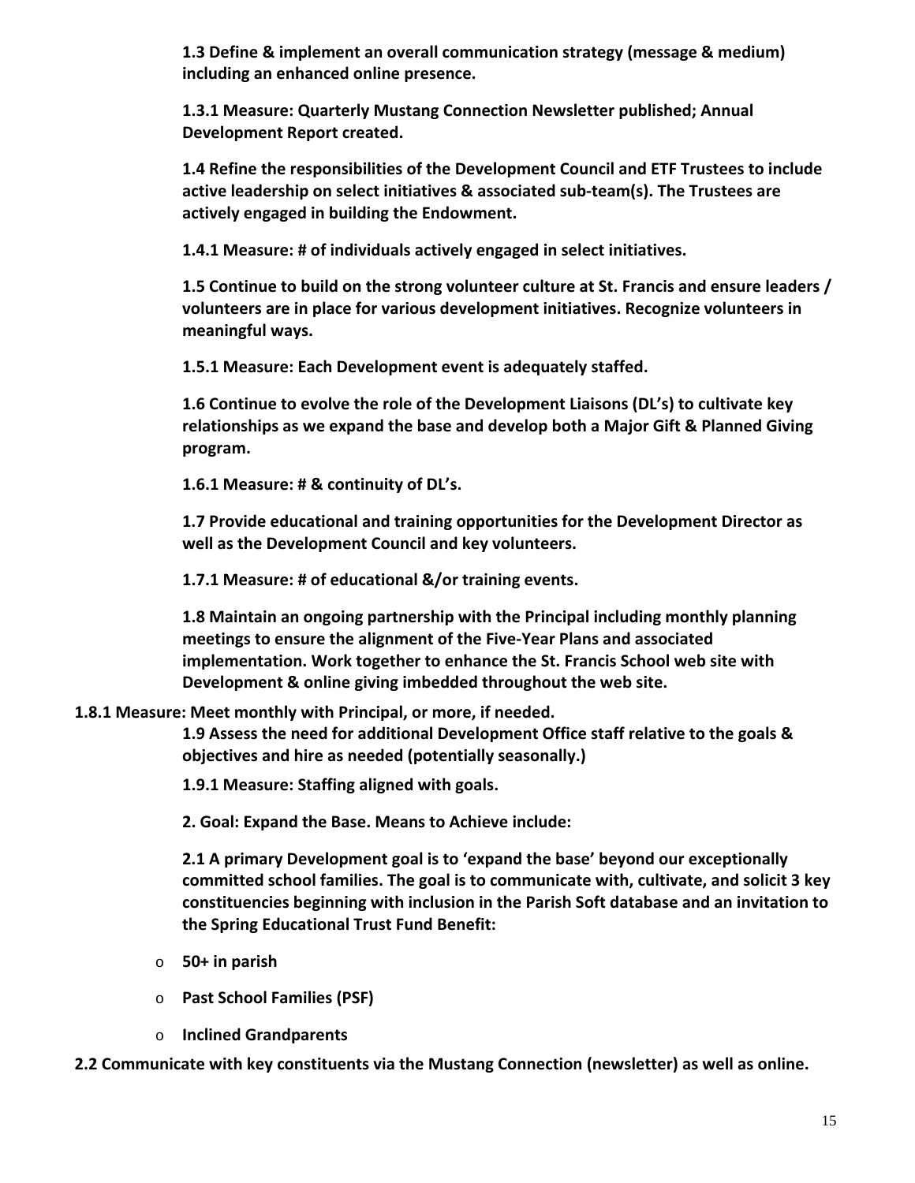**1.3 Define & implement an overall communication strategy (message & medium) including an enhanced online presence.**

**1.3.1 Measure: Quarterly Mustang Connection Newsletter published; Annual Development Report created.**

**1.4 Refine the responsibilities of the Development Council and ETF Trustees to include active leadership on select initiatives & associated sub-team(s). The Trustees are actively engaged in building the Endowment.**

**1.4.1 Measure: # of individuals actively engaged in select initiatives.**

**1.5 Continue to build on the strong volunteer culture at St. Francis and ensure leaders / volunteers are in place for various development initiatives. Recognize volunteers in meaningful ways.**

**1.5.1 Measure: Each Development event is adequately staffed.**

**1.6 Continue to evolve the role of the Development Liaisons (DL's) to cultivate key relationships as we expand the base and develop both a Major Gift & Planned Giving program.**

**1.6.1 Measure: # & continuity of DL's.**

**1.7 Provide educational and training opportunities for the Development Director as well as the Development Council and key volunteers.**

**1.7.1 Measure: # of educational &/or training events.**

**1.8 Maintain an ongoing partnership with the Principal including monthly planning meetings to ensure the alignment of the Five-Year Plans and associated implementation. Work together to enhance the St. Francis School web site with Development & online giving imbedded throughout the web site.**

**1.8.1 Measure: Meet monthly with Principal, or more, if needed.**

**1.9 Assess the need for additional Development Office staff relative to the goals & objectives and hire as needed (potentially seasonally.)**

**1.9.1 Measure: Staffing aligned with goals.**

**2. Goal: Expand the Base. Means to Achieve include:**

**2.1 A primary Development goal is to 'expand the base' beyond our exceptionally committed school families. The goal is to communicate with, cultivate, and solicit 3 key constituencies beginning with inclusion in the Parish Soft database and an invitation to the Spring Educational Trust Fund Benefit:**

- **50+ in parish**
- **Past School Families (PSF)**
- **Inclined Grandparents**

**2.2 Communicate with key constituents via the Mustang Connection (newsletter) as well as online.**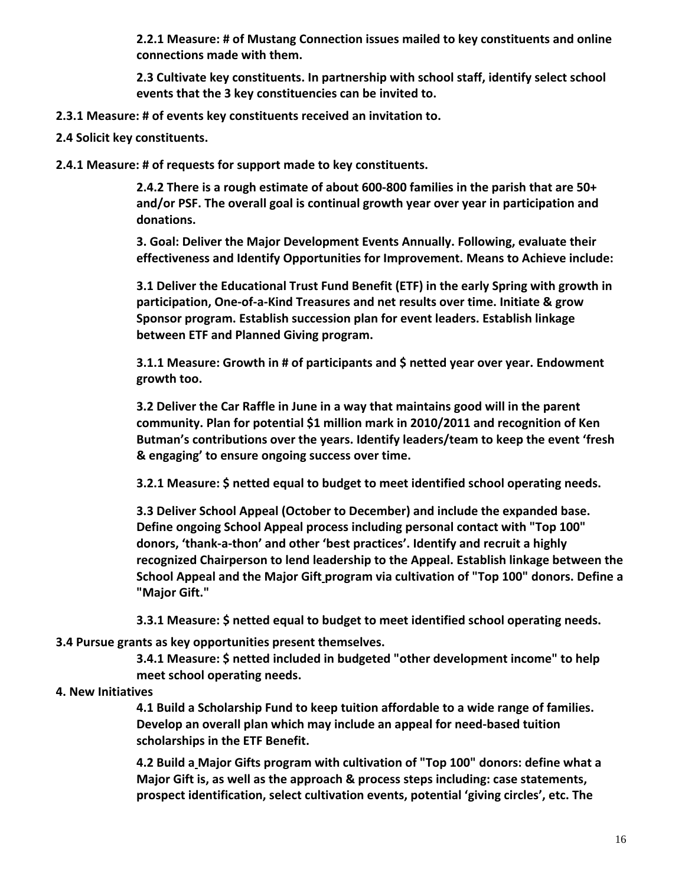**2.2.1 Measure: # of Mustang Connection issues mailed to key constituents and online connections made with them.**

**2.3 Cultivate key constituents. In partnership with school staff, identify select school events that the 3 key constituencies can be invited to.**

**2.3.1 Measure: # of events key constituents received an invitation to.**

**2.4 Solicit key constituents.**

**2.4.1 Measure: # of requests for support made to key constituents.**

**2.4.2 There is a rough estimate of about 600-800 families in the parish that are 50+ and/or PSF. The overall goal is continual growth year over year in participation and donations.**

**3. Goal: Deliver the Major Development Events Annually. Following, evaluate their effectiveness and Identify Opportunities for Improvement. Means to Achieve include:**

**3.1 Deliver the Educational Trust Fund Benefit (ETF) in the early Spring with growth in participation, One-of-a-Kind Treasures and net results over time. Initiate & grow Sponsor program. Establish succession plan for event leaders. Establish linkage between ETF and Planned Giving program.**

**3.1.1 Measure: Growth in # of participants and $ netted year over year. Endowment growth too.**

**3.2 Deliver the Car Raffle in June in a way that maintains good will in the parent community. Plan for potential $1 million mark in 2010/2011 and recognition of Ken Butman's contributions over the years. Identify leaders/team to keep the event 'fresh & engaging' to ensure ongoing success over time.**

**3.2.1 Measure: $ netted equal to budget to meet identified school operating needs.**

**3.3 Deliver School Appeal (October to December) and include the expanded base. Define ongoing School Appeal process including personal contact with "Top 100" donors, 'thank-a-thon' and other 'best practices'. Identify and recruit a highly recognized Chairperson to lend leadership to the Appeal. Establish linkage between the School Appeal and the Major Gift program via cultivation of "Top 100" donors. Define a "Major Gift."**

**3.3.1 Measure: $ netted equal to budget to meet identified school operating needs.**

**3.4 Pursue grants as key opportunities present themselves.**

**3.4.1 Measure: $ netted included in budgeted "other development income" to help meet school operating needs.**

**4. New Initiatives**

**4.1 Build a Scholarship Fund to keep tuition affordable to a wide range of families. Develop an overall plan which may include an appeal for need-based tuition scholarships in the ETF Benefit.**

**4.2 Build a Major Gifts program with cultivation of "Top 100" donors: define what a Major Gift is, as well as the approach & process steps including: case statements, prospect identification, select cultivation events, potential 'giving circles', etc. The**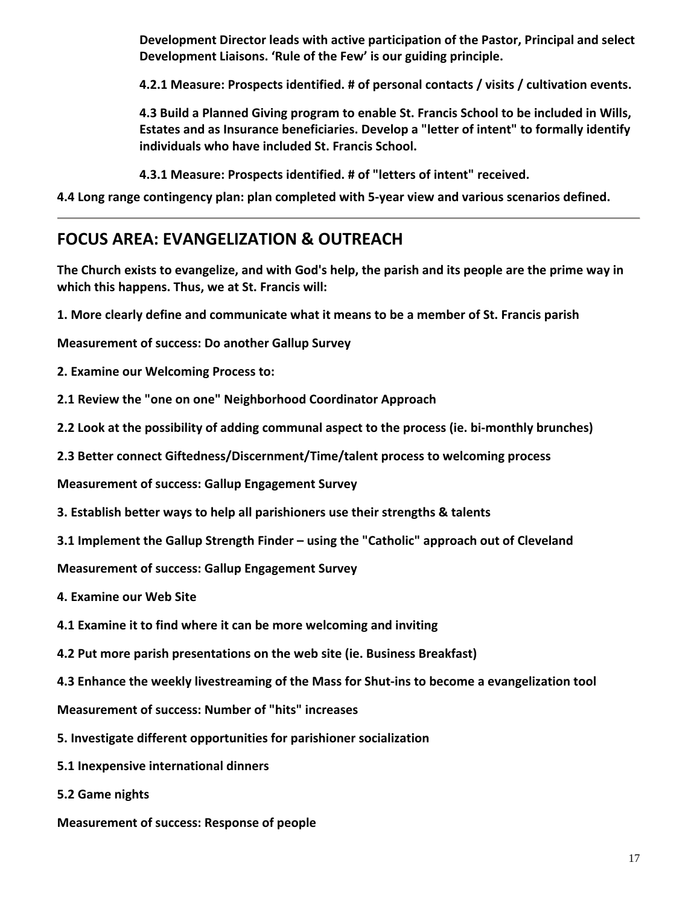**Development Director leads with active participation of the Pastor, Principal and select Development Liaisons. 'Rule of the Few' is our guiding principle.**

**4.2.1 Measure: Prospects identified. # of personal contacts / visits / cultivation events.**

**4.3 Build a Planned Giving program to enable St. Francis School to be included in Wills, Estates and as Insurance beneficiaries. Develop a "letter of intent" to formally identify individuals who have included St. Francis School.**

**4.3.1 Measure: Prospects identified. # of "letters of intent" received.**

**4.4 Long range contingency plan: plan completed with 5-year view and various scenarios defined.**

---

## FOCUS AREA: EVANGELIZATION & OUTREACH

**The Church exists to evangelize, and with God's help, the parish and its people are the prime way in which this happens. Thus, we at St. Francis will:**

**1. More clearly define and communicate what it means to be a member of St. Francis parish**

**Measurement of success: Do another Gallup Survey**

**2. Examine our Welcoming Process to:**

**2.1 Review the "one on one" Neighborhood Coordinator Approach**

**2.2 Look at the possibility of adding communal aspect to the process (ie. bi-monthly brunches)**

**2.3 Better connect Giftedness/Discernment/Time/talent process to welcoming process**

**Measurement of success: Gallup Engagement Survey**

**3. Establish better ways to help all parishioners use their strengths & talents**

**3.1 Implement the Gallup Strength Finder – using the "Catholic" approach out of Cleveland**

**Measurement of success: Gallup Engagement Survey**

**4. Examine our Web Site**

**4.1 Examine it to find where it can be more welcoming and inviting**

**4.2 Put more parish presentations on the web site (ie. Business Breakfast)**

**4.3 Enhance the weekly livestreaming of the Mass for Shut-ins to become a evangelization tool**

**Measurement of success: Number of "hits" increases**

**5. Investigate different opportunities for parishioner socialization**

**5.1 Inexpensive international dinners**

**5.2 Game nights**

**Measurement of success: Response of people**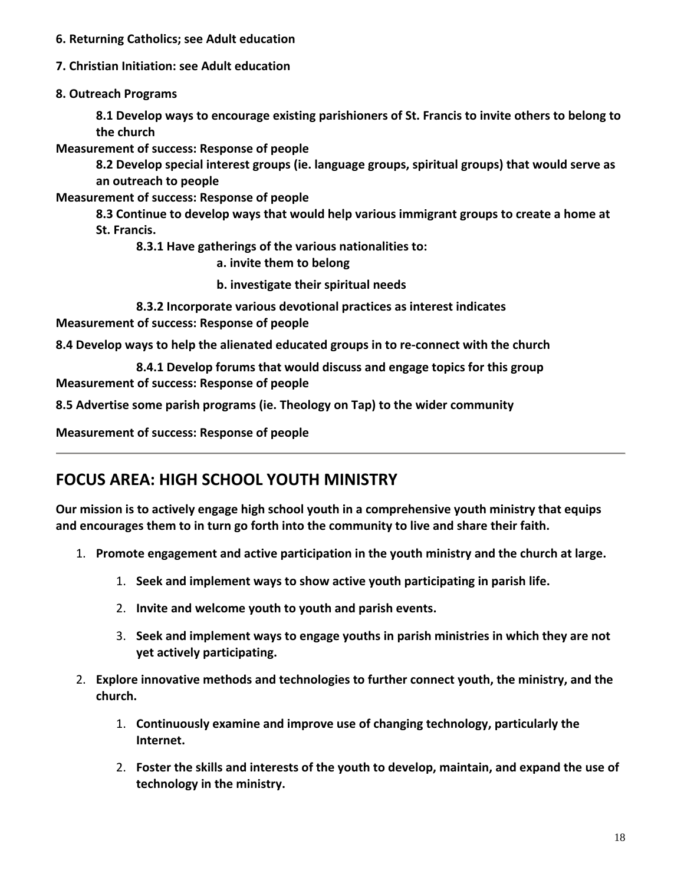**6. Returning Catholics; see Adult education**

**7. Christian Initiation: see Adult education**

**8. Outreach Programs**

**8.1 Develop ways to encourage existing parishioners of St. Francis to invite others to belong to the church**

**Measurement of success: Response of people**

**8.2 Develop special interest groups (ie. language groups, spiritual groups) that would serve as an outreach to people**

**Measurement of success: Response of people**

**8.3 Continue to develop ways that would help various immigrant groups to create a home at St. Francis.**

**8.3.1 Have gatherings of the various nationalities to:**

**a. invite them to belong**

**b. investigate their spiritual needs**

**8.3.2 Incorporate various devotional practices as interest indicates**

**Measurement of success: Response of people**

**8.4 Develop ways to help the alienated educated groups in to re-connect with the church**

**8.4.1 Develop forums that would discuss and engage topics for this group**

**Measurement of success: Response of people**

**8.5 Advertise some parish programs (ie. Theology on Tap) to the wider community**

**Measurement of success: Response of people**

---

## FOCUS AREA: HIGH SCHOOL YOUTH MINISTRY

**Our mission is to actively engage high school youth in a comprehensive youth ministry that equips and encourages them to in turn go forth into the community to live and share their faith.**

1. **Promote engagement and active participation in the youth ministry and the church at large.**
    1. **Seek and implement ways to show active youth participating in parish life.**
    2. **Invite and welcome youth to youth and parish events.**
    3. **Seek and implement ways to engage youths in parish ministries in which they are not yet actively participating.**
2. **Explore innovative methods and technologies to further connect youth, the ministry, and the church.**
    1. **Continuously examine and improve use of changing technology, particularly the Internet.**
    2. **Foster the skills and interests of the youth to develop, maintain, and expand the use of technology in the ministry.**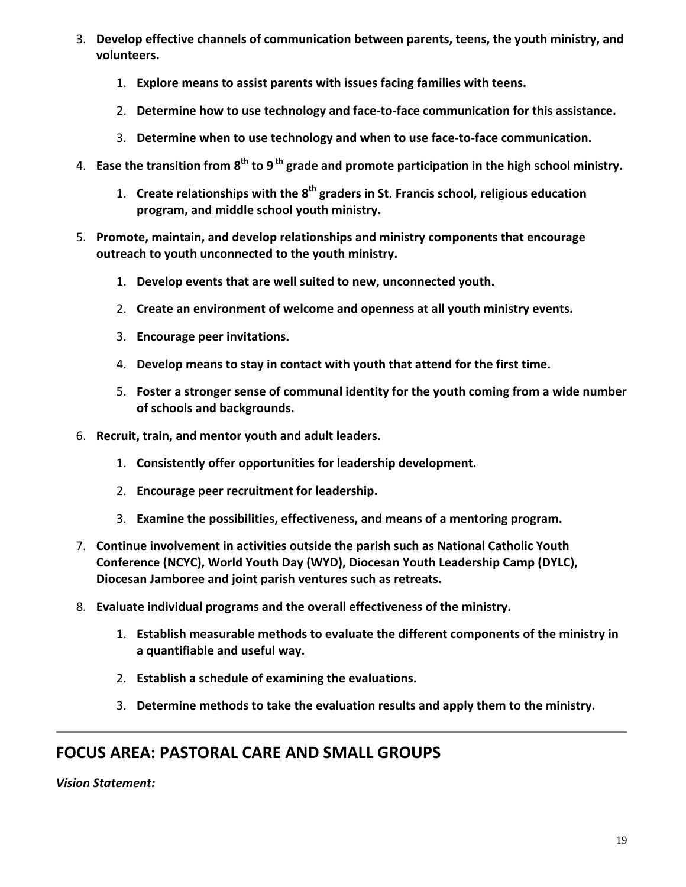3. **Develop effective channels of communication between parents, teens, the youth ministry, and volunteers.**
    1. **Explore means to assist parents with issues facing families with teens.**
    2. **Determine how to use technology and face-to-face communication for this assistance.**
    3. **Determine when to use technology and when to use face-to-face communication.**
4. **Ease the transition from 8th to 9th grade and promote participation in the high school ministry.**
    1. **Create relationships with the 8th graders in St. Francis school, religious education program, and middle school youth ministry.**
5. **Promote, maintain, and develop relationships and ministry components that encourage outreach to youth unconnected to the youth ministry.**
    1. **Develop events that are well suited to new, unconnected youth.**
    2. **Create an environment of welcome and openness at all youth ministry events.**
    3. **Encourage peer invitations.**
    4. **Develop means to stay in contact with youth that attend for the first time.**
    5. **Foster a stronger sense of communal identity for the youth coming from a wide number of schools and backgrounds.**
6. **Recruit, train, and mentor youth and adult leaders.**
    1. **Consistently offer opportunities for leadership development.**
    2. **Encourage peer recruitment for leadership.**
    3. **Examine the possibilities, effectiveness, and means of a mentoring program.**
7. **Continue involvement in activities outside the parish such as National Catholic Youth Conference (NCYC), World Youth Day (WYD), Diocesan Youth Leadership Camp (DYLC), Diocesan Jamboree and joint parish ventures such as retreats.**
8. **Evaluate individual programs and the overall effectiveness of the ministry.**
    1. **Establish measurable methods to evaluate the different components of the ministry in a quantifiable and useful way.**
    2. **Establish a schedule of examining the evaluations.**
    3. **Determine methods to take the evaluation results and apply them to the ministry.**

---

## FOCUS AREA: PASTORAL CARE AND SMALL GROUPS

***Vision Statement:***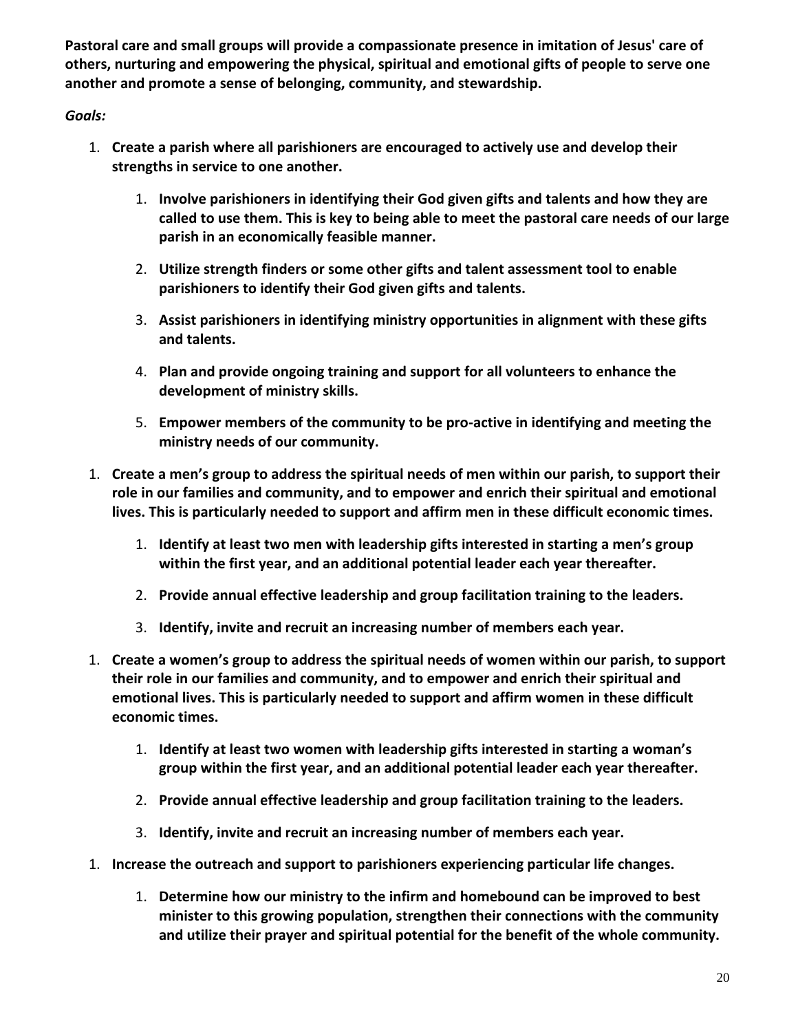**Pastoral care and small groups will provide a compassionate presence in imitation of Jesus' care of others, nurturing and empowering the physical, spiritual and emotional gifts of people to serve one another and promote a sense of belonging, community, and stewardship.**

***Goals:***

1. **Create a parish where all parishioners are encouraged to actively use and develop their strengths in service to one another.**

    1. **Involve parishioners in identifying their God given gifts and talents and how they are called to use them. This is key to being able to meet the pastoral care needs of our large parish in an economically feasible manner.**

    2. **Utilize strength finders or some other gifts and talent assessment tool to enable parishioners to identify their God given gifts and talents.**

    3. **Assist parishioners in identifying ministry opportunities in alignment with these gifts and talents.**

    4. **Plan and provide ongoing training and support for all volunteers to enhance the development of ministry skills.**

    5. **Empower members of the community to be pro-active in identifying and meeting the ministry needs of our community.**

1. **Create a men's group to address the spiritual needs of men within our parish, to support their role in our families and community, and to empower and enrich their spiritual and emotional lives. This is particularly needed to support and affirm men in these difficult economic times.**

    1. **Identify at least two men with leadership gifts interested in starting a men's group within the first year, and an additional potential leader each year thereafter.**

    2. **Provide annual effective leadership and group facilitation training to the leaders.**

    3. **Identify, invite and recruit an increasing number of members each year.**

1. **Create a women's group to address the spiritual needs of women within our parish, to support their role in our families and community, and to empower and enrich their spiritual and emotional lives. This is particularly needed to support and affirm women in these difficult economic times.**

    1. **Identify at least two women with leadership gifts interested in starting a woman's group within the first year, and an additional potential leader each year thereafter.**

    2. **Provide annual effective leadership and group facilitation training to the leaders.**

    3. **Identify, invite and recruit an increasing number of members each year.**

1. **Increase the outreach and support to parishioners experiencing particular life changes.**

    1. **Determine how our ministry to the infirm and homebound can be improved to best minister to this growing population, strengthen their connections with the community and utilize their prayer and spiritual potential for the benefit of the whole community.**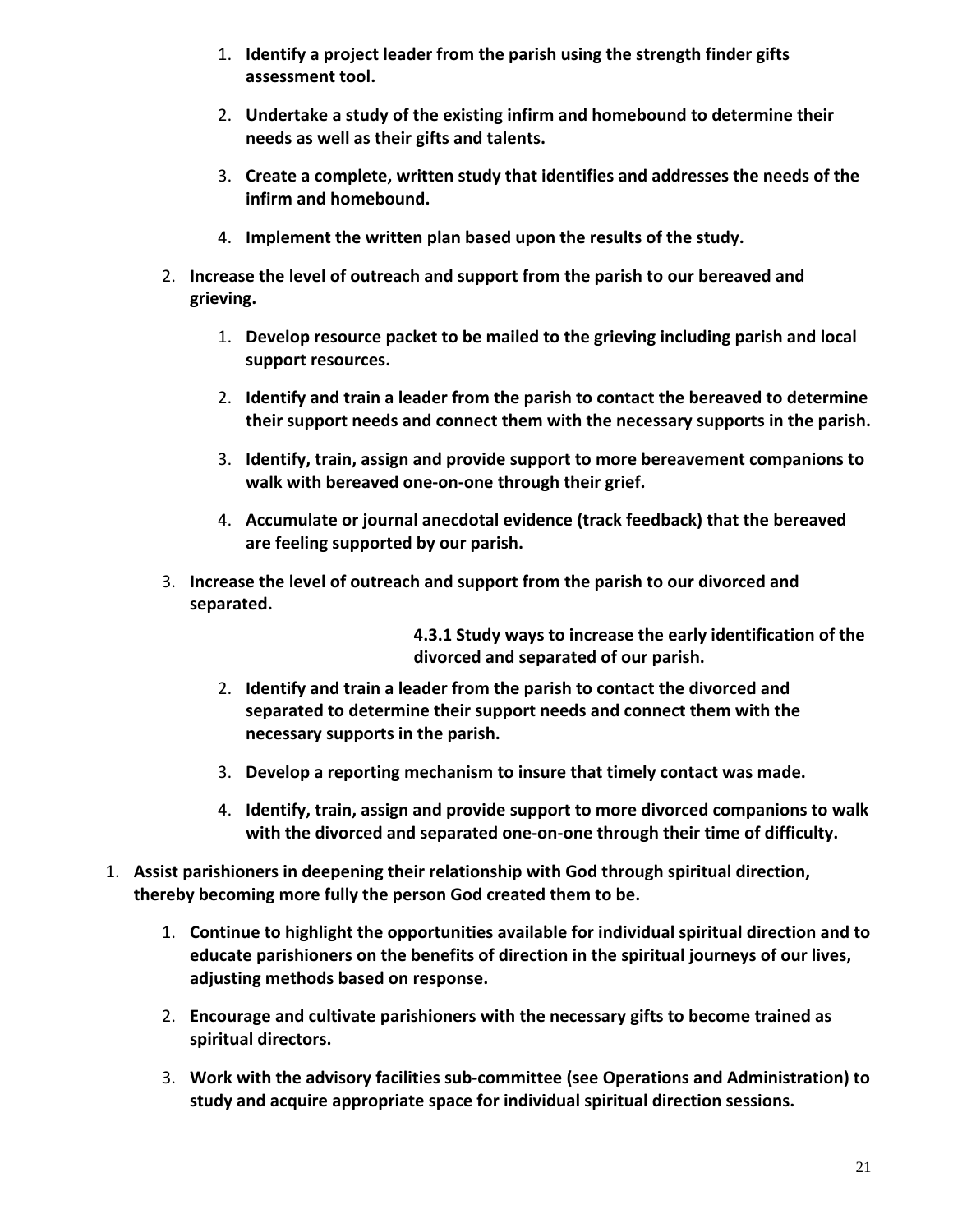1. **Identify a project leader from the parish using the strength finder gifts assessment tool.**
        2. **Undertake a study of the existing infirm and homebound to determine their needs as well as their gifts and talents.**
        3. **Create a complete, written study that identifies and addresses the needs of the infirm and homebound.**
        4. **Implement the written plan based upon the results of the study.**
    2. **Increase the level of outreach and support from the parish to our bereaved and grieving.**
        1. **Develop resource packet to be mailed to the grieving including parish and local support resources.**
        2. **Identify and train a leader from the parish to contact the bereaved to determine their support needs and connect them with the necessary supports in the parish.**
        3. **Identify, train, assign and provide support to more bereavement companions to walk with bereaved one-on-one through their grief.**
        4. **Accumulate or journal anecdotal evidence (track feedback) that the bereaved are feeling supported by our parish.**
    3. **Increase the level of outreach and support from the parish to our divorced and separated.**

        **4.3.1 Study ways to increase the early identification of the divorced and separated of our parish.**

        2. **Identify and train a leader from the parish to contact the divorced and separated to determine their support needs and connect them with the necessary supports in the parish.**
        3. **Develop a reporting mechanism to insure that timely contact was made.**
        4. **Identify, train, assign and provide support to more divorced companions to walk with the divorced and separated one-on-one through their time of difficulty.**

1. **Assist parishioners in deepening their relationship with God through spiritual direction, thereby becoming more fully the person God created them to be.**
    1. **Continue to highlight the opportunities available for individual spiritual direction and to educate parishioners on the benefits of direction in the spiritual journeys of our lives, adjusting methods based on response.**
    2. **Encourage and cultivate parishioners with the necessary gifts to become trained as spiritual directors.**
    3. **Work with the advisory facilities sub-committee (see Operations and Administration) to study and acquire appropriate space for individual spiritual direction sessions.**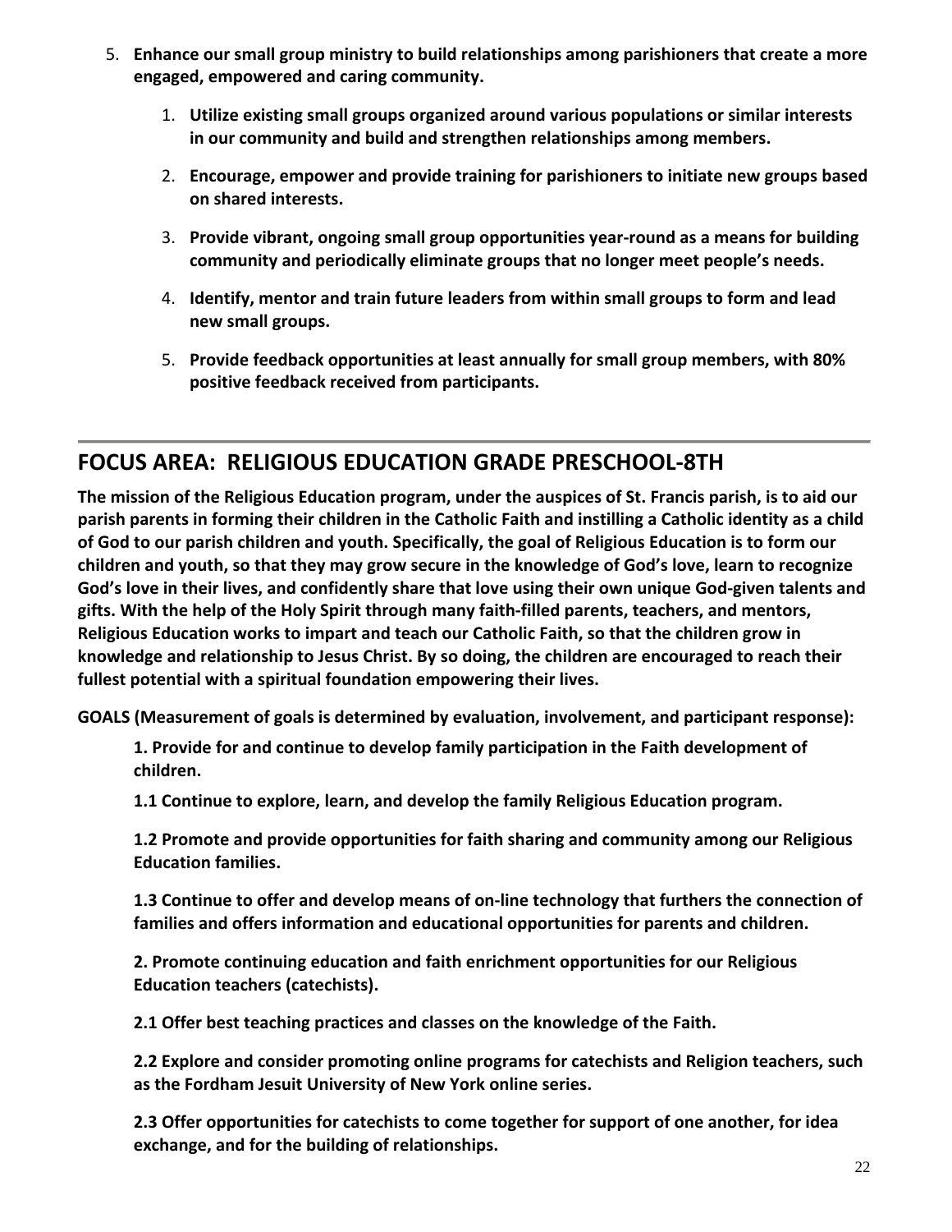5. **Enhance our small group ministry to build relationships among parishioners that create a more engaged, empowered and caring community.**

    1. **Utilize existing small groups organized around various populations or similar interests in our community and build and strengthen relationships among members.**

    2. **Encourage, empower and provide training for parishioners to initiate new groups based on shared interests.**

    3. **Provide vibrant, ongoing small group opportunities year-round as a means for building community and periodically eliminate groups that no longer meet people's needs.**

    4. **Identify, mentor and train future leaders from within small groups to form and lead new small groups.**

    5. **Provide feedback opportunities at least annually for small group members, with 80% positive feedback received from participants.**

---

## FOCUS AREA: RELIGIOUS EDUCATION GRADE PRESCHOOL-8TH

**The mission of the Religious Education program, under the auspices of St. Francis parish, is to aid our parish parents in forming their children in the Catholic Faith and instilling a Catholic identity as a child of God to our parish children and youth. Specifically, the goal of Religious Education is to form our children and youth, so that they may grow secure in the knowledge of God's love, learn to recognize God's love in their lives, and confidently share that love using their own unique God-given talents and gifts. With the help of the Holy Spirit through many faith-filled parents, teachers, and mentors, Religious Education works to impart and teach our Catholic Faith, so that the children grow in knowledge and relationship to Jesus Christ. By so doing, the children are encouraged to reach their fullest potential with a spiritual foundation empowering their lives.**

**GOALS (Measurement of goals is determined by evaluation, involvement, and participant response):**

**1. Provide for and continue to develop family participation in the Faith development of children.**

**1.1 Continue to explore, learn, and develop the family Religious Education program.**

**1.2 Promote and provide opportunities for faith sharing and community among our Religious Education families.**

**1.3 Continue to offer and develop means of on-line technology that furthers the connection of families and offers information and educational opportunities for parents and children.**

**2. Promote continuing education and faith enrichment opportunities for our Religious Education teachers (catechists).**

**2.1 Offer best teaching practices and classes on the knowledge of the Faith.**

**2.2 Explore and consider promoting online programs for catechists and Religion teachers, such as the Fordham Jesuit University of New York online series.**

**2.3 Offer opportunities for catechists to come together for support of one another, for idea exchange, and for the building of relationships.**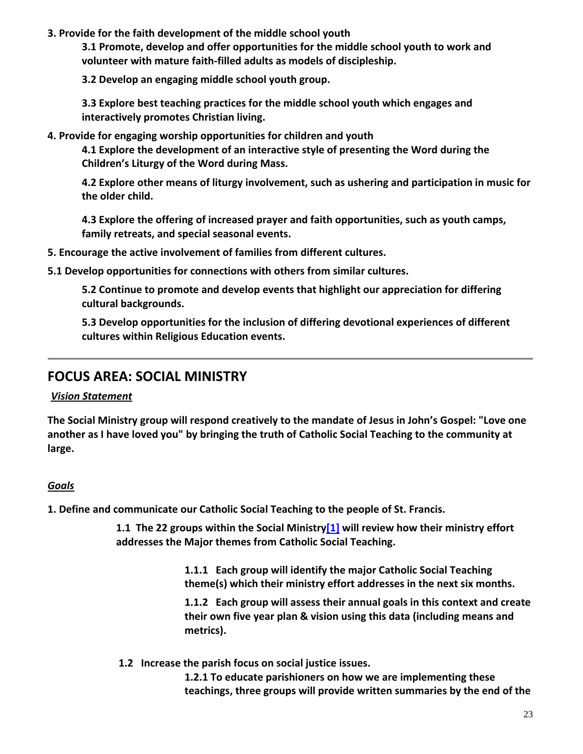**3. Provide for the faith development of the middle school youth**

**3.1 Promote, develop and offer opportunities for the middle school youth to work and volunteer with mature faith-filled adults as models of discipleship.**

**3.2 Develop an engaging middle school youth group.**

**3.3 Explore best teaching practices for the middle school youth which engages and interactively promotes Christian living.**

**4. Provide for engaging worship opportunities for children and youth**

**4.1 Explore the development of an interactive style of presenting the Word during the Children's Liturgy of the Word during Mass.**

**4.2 Explore other means of liturgy involvement, such as ushering and participation in music for the older child.**

**4.3 Explore the offering of increased prayer and faith opportunities, such as youth camps, family retreats, and special seasonal events.**

**5. Encourage the active involvement of families from different cultures.**

**5.1 Develop opportunities for connections with others from similar cultures.**

**5.2 Continue to promote and develop events that highlight our appreciation for differing cultural backgrounds.**

**5.3 Develop opportunities for the inclusion of differing devotional experiences of different cultures within Religious Education events.**

---

## FOCUS AREA: SOCIAL MINISTRY

***Vision Statement***

**The Social Ministry group will respond creatively to the mandate of Jesus in John's Gospel: "Love one another as I have loved you" by bringing the truth of Catholic Social Teaching to the community at large.**

***Goals***

**1. Define and communicate our Catholic Social Teaching to the people of St. Francis.**

**1.1 The 22 groups within the Social Ministry[1] will review how their ministry effort addresses the Major themes from Catholic Social Teaching.**

**1.1.1 Each group will identify the major Catholic Social Teaching theme(s) which their ministry effort addresses in the next six months.**

**1.1.2 Each group will assess their annual goals in this context and create their own five year plan & vision using this data (including means and metrics).**

**1.2 Increase the parish focus on social justice issues.**

**1.2.1 To educate parishioners on how we are implementing these teachings, three groups will provide written summaries by the end of the**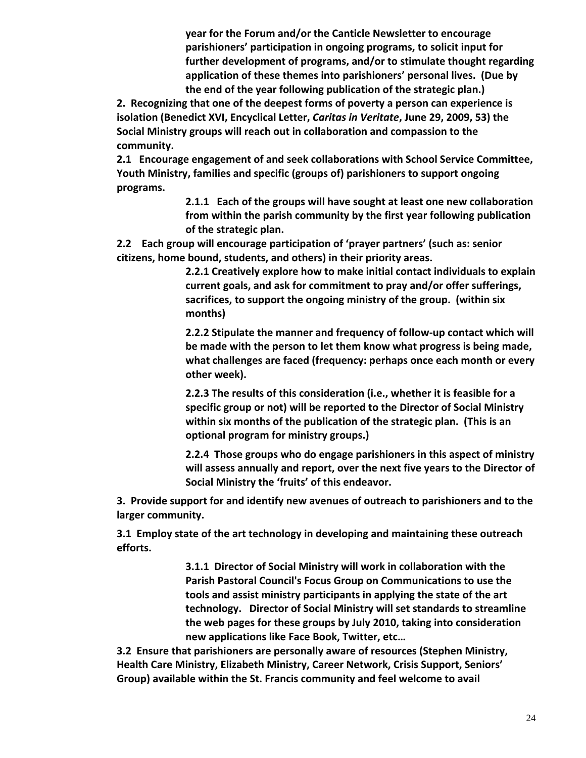**year for the Forum and/or the Canticle Newsletter to encourage parishioners' participation in ongoing programs, to solicit input for further development of programs, and/or to stimulate thought regarding application of these themes into parishioners' personal lives. (Due by the end of the year following publication of the strategic plan.)**

**2. Recognizing that one of the deepest forms of poverty a person can experience is isolation (Benedict XVI, Encyclical Letter, *Caritas in Veritate*, June 29, 2009, 53) the Social Ministry groups will reach out in collaboration and compassion to the community.**

**2.1 Encourage engagement of and seek collaborations with School Service Committee, Youth Ministry, families and specific (groups of) parishioners to support ongoing programs.**

**2.1.1 Each of the groups will have sought at least one new collaboration from within the parish community by the first year following publication of the strategic plan.**

**2.2 Each group will encourage participation of 'prayer partners' (such as: senior citizens, home bound, students, and others) in their priority areas.**

**2.2.1 Creatively explore how to make initial contact individuals to explain current goals, and ask for commitment to pray and/or offer sufferings, sacrifices, to support the ongoing ministry of the group. (within six months)**

**2.2.2 Stipulate the manner and frequency of follow-up contact which will be made with the person to let them know what progress is being made, what challenges are faced (frequency: perhaps once each month or every other week).**

**2.2.3 The results of this consideration (i.e., whether it is feasible for a specific group or not) will be reported to the Director of Social Ministry within six months of the publication of the strategic plan. (This is an optional program for ministry groups.)**

**2.2.4 Those groups who do engage parishioners in this aspect of ministry will assess annually and report, over the next five years to the Director of Social Ministry the 'fruits' of this endeavor.**

**3. Provide support for and identify new avenues of outreach to parishioners and to the larger community.**

**3.1 Employ state of the art technology in developing and maintaining these outreach efforts.**

**3.1.1 Director of Social Ministry will work in collaboration with the Parish Pastoral Council's Focus Group on Communications to use the tools and assist ministry participants in applying the state of the art technology. Director of Social Ministry will set standards to streamline the web pages for these groups by July 2010, taking into consideration new applications like Face Book, Twitter, etc…**

**3.2 Ensure that parishioners are personally aware of resources (Stephen Ministry, Health Care Ministry, Elizabeth Ministry, Career Network, Crisis Support, Seniors' Group) available within the St. Francis community and feel welcome to avail**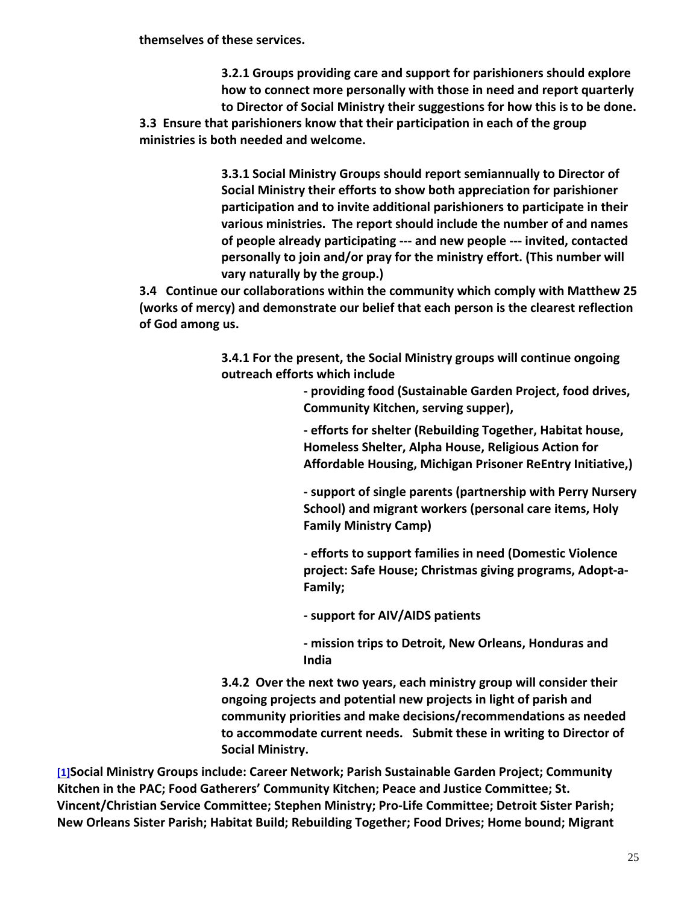**themselves of these services.**

**3.2.1 Groups providing care and support for parishioners should explore how to connect more personally with those in need and report quarterly to Director of Social Ministry their suggestions for how this is to be done.**

**3.3 Ensure that parishioners know that their participation in each of the group ministries is both needed and welcome.**

**3.3.1 Social Ministry Groups should report semiannually to Director of Social Ministry their efforts to show both appreciation for parishioner participation and to invite additional parishioners to participate in their various ministries. The report should include the number of and names of people already participating --- and new people --- invited, contacted personally to join and/or pray for the ministry effort. (This number will vary naturally by the group.)**

**3.4 Continue our collaborations within the community which comply with Matthew 25 (works of mercy) and demonstrate our belief that each person is the clearest reflection of God among us.**

**3.4.1 For the present, the Social Ministry groups will continue ongoing outreach efforts which include**

**- providing food (Sustainable Garden Project, food drives, Community Kitchen, serving supper),**

**- efforts for shelter (Rebuilding Together, Habitat house, Homeless Shelter, Alpha House, Religious Action for Affordable Housing, Michigan Prisoner ReEntry Initiative,)**

**- support of single parents (partnership with Perry Nursery School) and migrant workers (personal care items, Holy Family Ministry Camp)**

**- efforts to support families in need (Domestic Violence project: Safe House; Christmas giving programs, Adopt-a-Family;**

**- support for AIV/AIDS patients**

**- mission trips to Detroit, New Orleans, Honduras and India**

**3.4.2 Over the next two years, each ministry group will consider their ongoing projects and potential new projects in light of parish and community priorities and make decisions/recommendations as needed to accommodate current needs. Submit these in writing to Director of Social Ministry.**

[1] **Social Ministry Groups include: Career Network; Parish Sustainable Garden Project; Community Kitchen in the PAC; Food Gatherers' Community Kitchen; Peace and Justice Committee; St. Vincent/Christian Service Committee; Stephen Ministry; Pro-Life Committee; Detroit Sister Parish; New Orleans Sister Parish; Habitat Build; Rebuilding Together; Food Drives; Home bound; Migrant**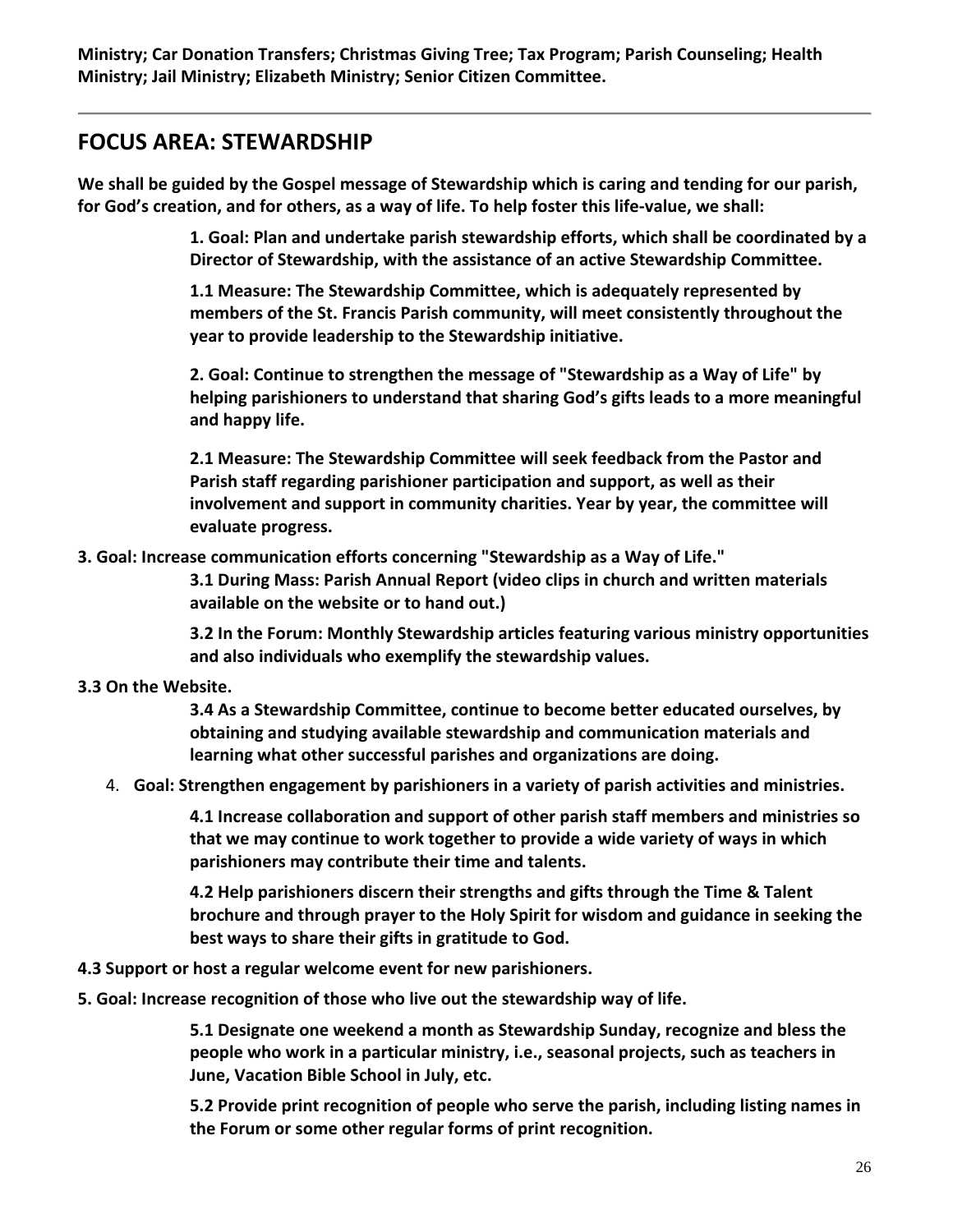**Ministry; Car Donation Transfers; Christmas Giving Tree; Tax Program; Parish Counseling; Health Ministry; Jail Ministry; Elizabeth Ministry; Senior Citizen Committee.**

---

## FOCUS AREA: STEWARDSHIP

**We shall be guided by the Gospel message of Stewardship which is caring and tending for our parish, for God's creation, and for others, as a way of life. To help foster this life-value, we shall:**

**1. Goal: Plan and undertake parish stewardship efforts, which shall be coordinated by a Director of Stewardship, with the assistance of an active Stewardship Committee.**

**1.1 Measure: The Stewardship Committee, which is adequately represented by members of the St. Francis Parish community, will meet consistently throughout the year to provide leadership to the Stewardship initiative.**

**2. Goal: Continue to strengthen the message of "Stewardship as a Way of Life" by helping parishioners to understand that sharing God's gifts leads to a more meaningful and happy life.**

**2.1 Measure: The Stewardship Committee will seek feedback from the Pastor and Parish staff regarding parishioner participation and support, as well as their involvement and support in community charities. Year by year, the committee will evaluate progress.**

**3. Goal: Increase communication efforts concerning "Stewardship as a Way of Life."**

**3.1 During Mass: Parish Annual Report (video clips in church and written materials available on the website or to hand out.)**

**3.2 In the Forum: Monthly Stewardship articles featuring various ministry opportunities and also individuals who exemplify the stewardship values.**

**3.3 On the Website.**

**3.4 As a Stewardship Committee, continue to become better educated ourselves, by obtaining and studying available stewardship and communication materials and learning what other successful parishes and organizations are doing.**

4. **Goal: Strengthen engagement by parishioners in a variety of parish activities and ministries.**

**4.1 Increase collaboration and support of other parish staff members and ministries so that we may continue to work together to provide a wide variety of ways in which parishioners may contribute their time and talents.**

**4.2 Help parishioners discern their strengths and gifts through the Time & Talent brochure and through prayer to the Holy Spirit for wisdom and guidance in seeking the best ways to share their gifts in gratitude to God.**

**4.3 Support or host a regular welcome event for new parishioners.**

**5. Goal: Increase recognition of those who live out the stewardship way of life.**

**5.1 Designate one weekend a month as Stewardship Sunday, recognize and bless the people who work in a particular ministry, i.e., seasonal projects, such as teachers in June, Vacation Bible School in July, etc.**

**5.2 Provide print recognition of people who serve the parish, including listing names in the Forum or some other regular forms of print recognition.**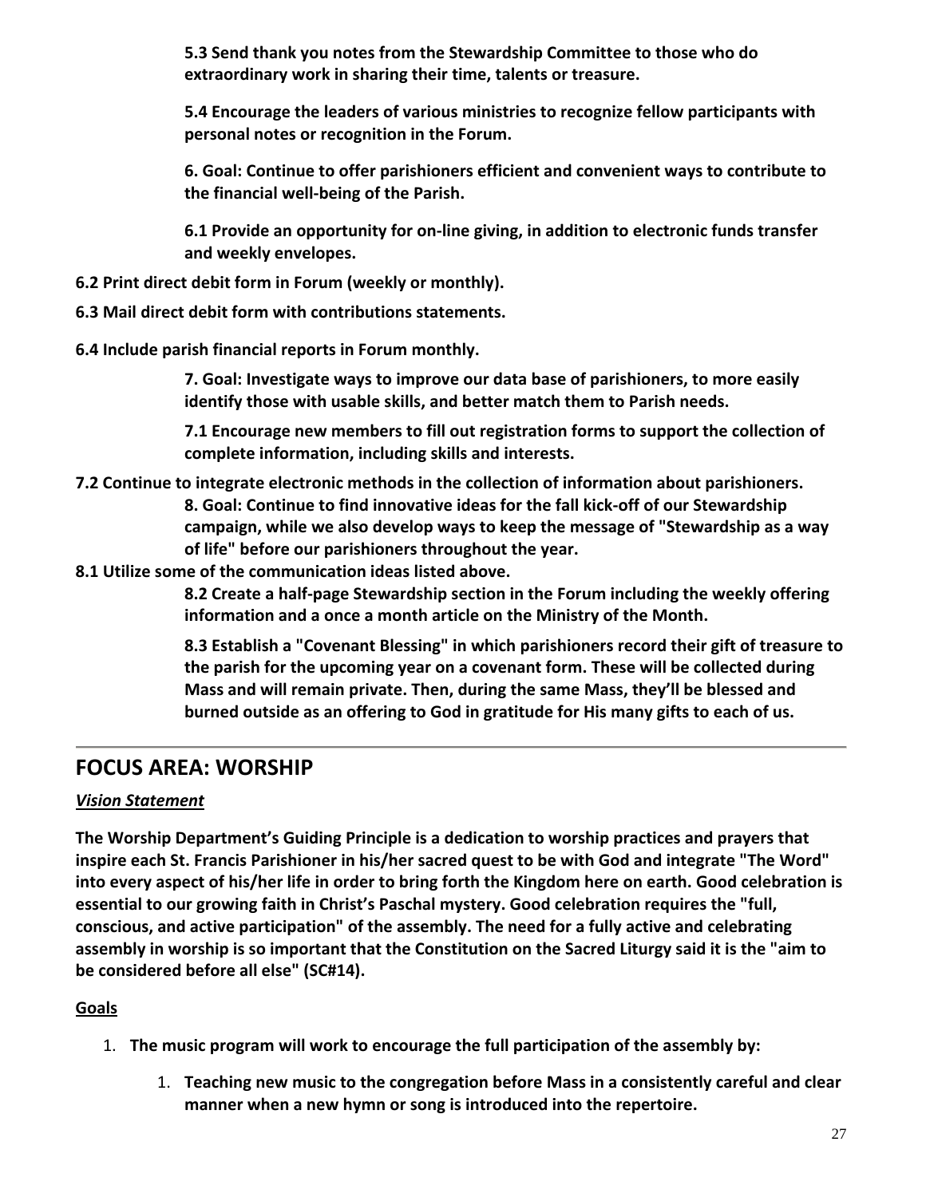**5.3 Send thank you notes from the Stewardship Committee to those who do extraordinary work in sharing their time, talents or treasure.**

**5.4 Encourage the leaders of various ministries to recognize fellow participants with personal notes or recognition in the Forum.**

**6. Goal: Continue to offer parishioners efficient and convenient ways to contribute to the financial well-being of the Parish.**

**6.1 Provide an opportunity for on-line giving, in addition to electronic funds transfer and weekly envelopes.**

**6.2 Print direct debit form in Forum (weekly or monthly).**

**6.3 Mail direct debit form with contributions statements.**

**6.4 Include parish financial reports in Forum monthly.**

**7. Goal: Investigate ways to improve our data base of parishioners, to more easily identify those with usable skills, and better match them to Parish needs.**

**7.1 Encourage new members to fill out registration forms to support the collection of complete information, including skills and interests.**

**7.2 Continue to integrate electronic methods in the collection of information about parishioners.**

**8. Goal: Continue to find innovative ideas for the fall kick-off of our Stewardship campaign, while we also develop ways to keep the message of "Stewardship as a way of life" before our parishioners throughout the year.**

**8.1 Utilize some of the communication ideas listed above.**

**8.2 Create a half-page Stewardship section in the Forum including the weekly offering information and a once a month article on the Ministry of the Month.**

**8.3 Establish a "Covenant Blessing" in which parishioners record their gift of treasure to the parish for the upcoming year on a covenant form. These will be collected during Mass and will remain private. Then, during the same Mass, they'll be blessed and burned outside as an offering to God in gratitude for His many gifts to each of us.**

---

## FOCUS AREA: WORSHIP

***Vision Statement***

**The Worship Department's Guiding Principle is a dedication to worship practices and prayers that inspire each St. Francis Parishioner in his/her sacred quest to be with God and integrate "The Word" into every aspect of his/her life in order to bring forth the Kingdom here on earth. Good celebration is essential to our growing faith in Christ's Paschal mystery. Good celebration requires the "full, conscious, and active participation" of the assembly. The need for a fully active and celebrating assembly in worship is so important that the Constitution on the Sacred Liturgy said it is the "aim to be considered before all else" (SC#14).**

**Goals**

1. **The music program will work to encourage the full participation of the assembly by:**
    1. **Teaching new music to the congregation before Mass in a consistently careful and clear manner when a new hymn or song is introduced into the repertoire.**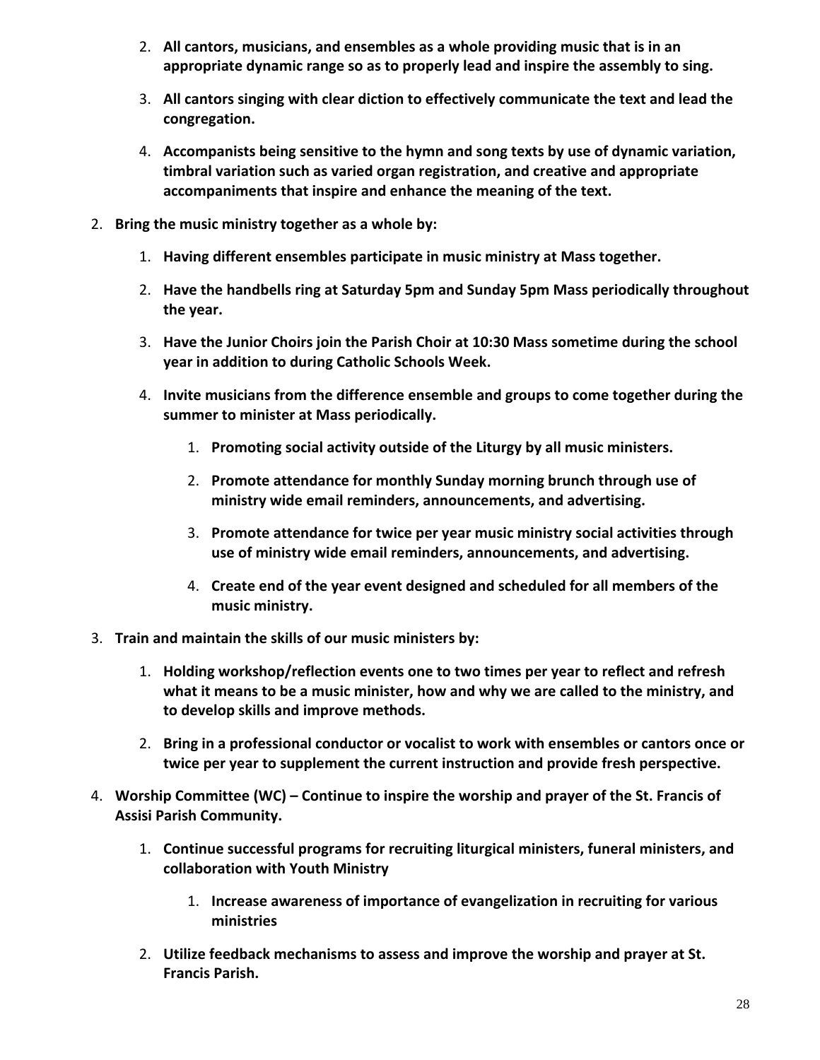2. **All cantors, musicians, and ensembles as a whole providing music that is in an appropriate dynamic range so as to properly lead and inspire the assembly to sing.**
   3. **All cantors singing with clear diction to effectively communicate the text and lead the congregation.**
   4. **Accompanists being sensitive to the hymn and song texts by use of dynamic variation, timbral variation such as varied organ registration, and creative and appropriate accompaniments that inspire and enhance the meaning of the text.**
2. **Bring the music ministry together as a whole by:**
   1. **Having different ensembles participate in music ministry at Mass together.**
   2. **Have the handbells ring at Saturday 5pm and Sunday 5pm Mass periodically throughout the year.**
   3. **Have the Junior Choirs join the Parish Choir at 10:30 Mass sometime during the school year in addition to during Catholic Schools Week.**
   4. **Invite musicians from the difference ensemble and groups to come together during the summer to minister at Mass periodically.**
      1. **Promoting social activity outside of the Liturgy by all music ministers.**
      2. **Promote attendance for monthly Sunday morning brunch through use of ministry wide email reminders, announcements, and advertising.**
      3. **Promote attendance for twice per year music ministry social activities through use of ministry wide email reminders, announcements, and advertising.**
      4. **Create end of the year event designed and scheduled for all members of the music ministry.**
3. **Train and maintain the skills of our music ministers by:**
   1. **Holding workshop/reflection events one to two times per year to reflect and refresh what it means to be a music minister, how and why we are called to the ministry, and to develop skills and improve methods.**
   2. **Bring in a professional conductor or vocalist to work with ensembles or cantors once or twice per year to supplement the current instruction and provide fresh perspective.**
4. **Worship Committee (WC) – Continue to inspire the worship and prayer of the St. Francis of Assisi Parish Community.**
   1. **Continue successful programs for recruiting liturgical ministers, funeral ministers, and collaboration with Youth Ministry**
      1. **Increase awareness of importance of evangelization in recruiting for various ministries**
   2. **Utilize feedback mechanisms to assess and improve the worship and prayer at St. Francis Parish.**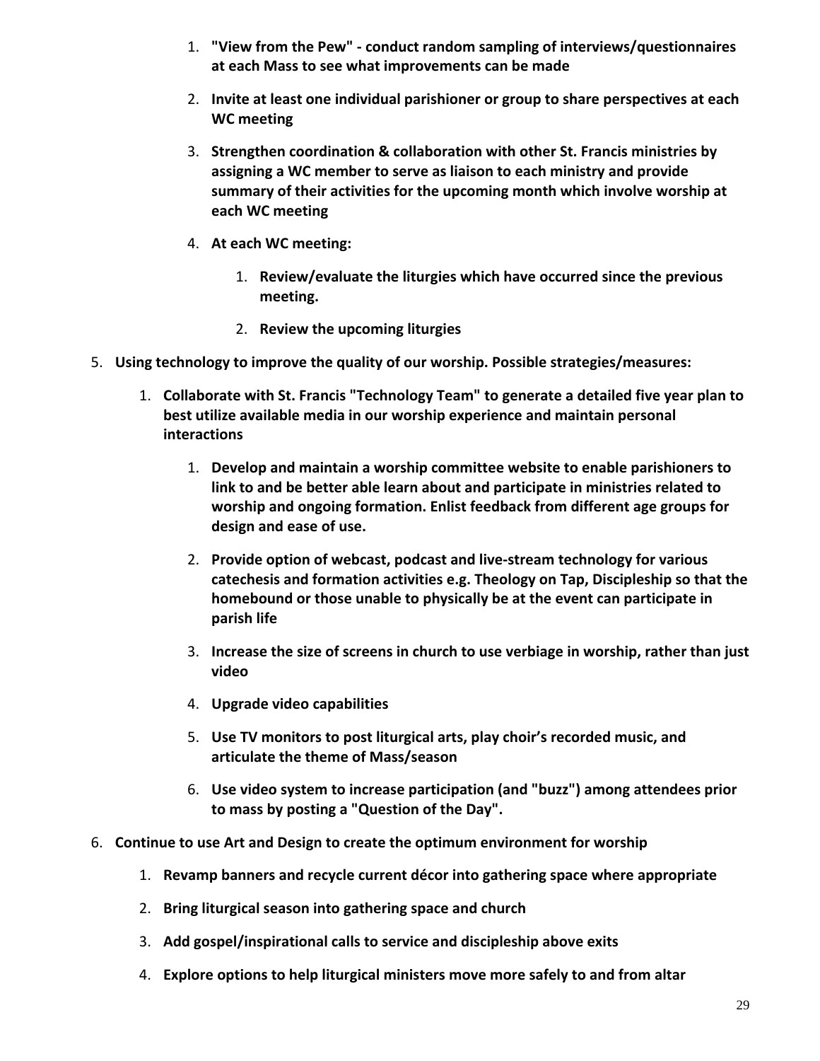1. **"View from the Pew" - conduct random sampling of interviews/questionnaires at each Mass to see what improvements can be made**
   2. **Invite at least one individual parishioner or group to share perspectives at each WC meeting**
   3. **Strengthen coordination & collaboration with other St. Francis ministries by assigning a WC member to serve as liaison to each ministry and provide summary of their activities for the upcoming month which involve worship at each WC meeting**
   4. **At each WC meeting:**
      1. **Review/evaluate the liturgies which have occurred since the previous meeting.**
      2. **Review the upcoming liturgies**

5. **Using technology to improve the quality of our worship. Possible strategies/measures:**
   1. **Collaborate with St. Francis "Technology Team" to generate a detailed five year plan to best utilize available media in our worship experience and maintain personal interactions**
      1. **Develop and maintain a worship committee website to enable parishioners to link to and be better able learn about and participate in ministries related to worship and ongoing formation. Enlist feedback from different age groups for design and ease of use.**
      2. **Provide option of webcast, podcast and live-stream technology for various catechesis and formation activities e.g. Theology on Tap, Discipleship so that the homebound or those unable to physically be at the event can participate in parish life**
      3. **Increase the size of screens in church to use verbiage in worship, rather than just video**
      4. **Upgrade video capabilities**
      5. **Use TV monitors to post liturgical arts, play choir's recorded music, and articulate the theme of Mass/season**
      6. **Use video system to increase participation (and "buzz") among attendees prior to mass by posting a "Question of the Day".**

6. **Continue to use Art and Design to create the optimum environment for worship**
   1. **Revamp banners and recycle current décor into gathering space where appropriate**
   2. **Bring liturgical season into gathering space and church**
   3. **Add gospel/inspirational calls to service and discipleship above exits**
   4. **Explore options to help liturgical ministers move more safely to and from altar**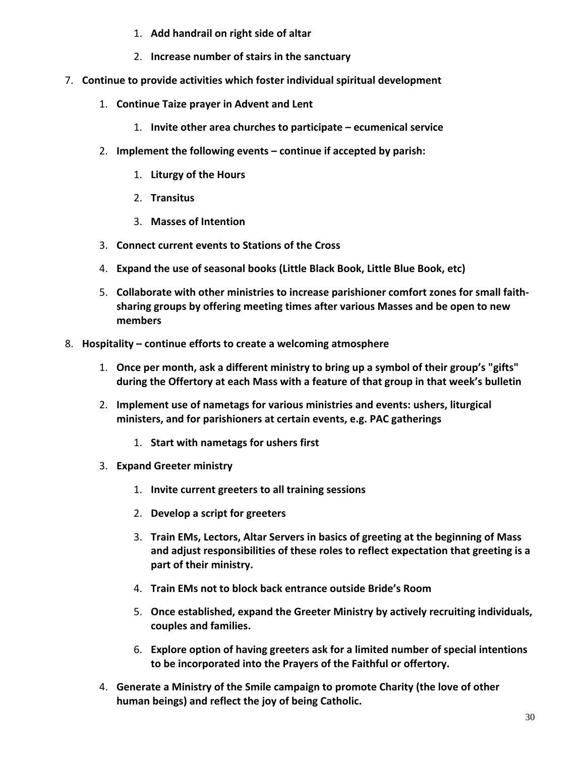1. **Add handrail on right side of altar**
        2. **Increase number of stairs in the sanctuary**

7. **Continue to provide activities which foster individual spiritual development**
    1. **Continue Taize prayer in Advent and Lent**
        1. **Invite other area churches to participate – ecumenical service**
    2. **Implement the following events – continue if accepted by parish:**
        1. **Liturgy of the Hours**
        2. **Transitus**
        3. **Masses of Intention**
    3. **Connect current events to Stations of the Cross**
    4. **Expand the use of seasonal books (Little Black Book, Little Blue Book, etc)**
    5. **Collaborate with other ministries to increase parishioner comfort zones for small faith-sharing groups by offering meeting times after various Masses and be open to new members**
8. **Hospitality – continue efforts to create a welcoming atmosphere**
    1. **Once per month, ask a different ministry to bring up a symbol of their group's "gifts" during the Offertory at each Mass with a feature of that group in that week's bulletin**
    2. **Implement use of nametags for various ministries and events: ushers, liturgical ministers, and for parishioners at certain events, e.g. PAC gatherings**
        1. **Start with nametags for ushers first**
    3. **Expand Greeter ministry**
        1. **Invite current greeters to all training sessions**
        2. **Develop a script for greeters**
        3. **Train EMs, Lectors, Altar Servers in basics of greeting at the beginning of Mass and adjust responsibilities of these roles to reflect expectation that greeting is a part of their ministry.**
        4. **Train EMs not to block back entrance outside Bride's Room**
        5. **Once established, expand the Greeter Ministry by actively recruiting individuals, couples and families.**
        6. **Explore option of having greeters ask for a limited number of special intentions to be incorporated into the Prayers of the Faithful or offertory.**
    4. **Generate a Ministry of the Smile campaign to promote Charity (the love of other human beings) and reflect the joy of being Catholic.**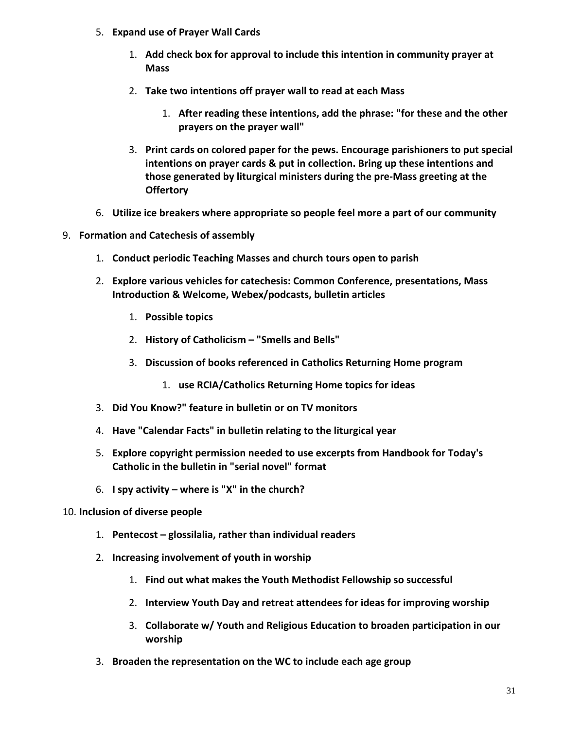5. **Expand use of Prayer Wall Cards**

    1. **Add check box for approval to include this intention in community prayer at Mass**

    2. **Take two intentions off prayer wall to read at each Mass**

        1. **After reading these intentions, add the phrase: "for these and the other prayers on the prayer wall"**

    3. **Print cards on colored paper for the pews. Encourage parishioners to put special intentions on prayer cards & put in collection. Bring up these intentions and those generated by liturgical ministers during the pre-Mass greeting at the Offertory**

6. **Utilize ice breakers where appropriate so people feel more a part of our community**

9. **Formation and Catechesis of assembly**

    1. **Conduct periodic Teaching Masses and church tours open to parish**

    2. **Explore various vehicles for catechesis: Common Conference, presentations, Mass Introduction & Welcome, Webex/podcasts, bulletin articles**

        1. **Possible topics**

        2. **History of Catholicism – "Smells and Bells"**

        3. **Discussion of books referenced in Catholics Returning Home program**

            1. **use RCIA/Catholics Returning Home topics for ideas**

    3. **Did You Know?" feature in bulletin or on TV monitors**

    4. **Have "Calendar Facts" in bulletin relating to the liturgical year**

    5. **Explore copyright permission needed to use excerpts from Handbook for Today's Catholic in the bulletin in "serial novel" format**

    6. **I spy activity – where is "X" in the church?**

10. **Inclusion of diverse people**

    1. **Pentecost – glossilalia, rather than individual readers**

    2. **Increasing involvement of youth in worship**

        1. **Find out what makes the Youth Methodist Fellowship so successful**

        2. **Interview Youth Day and retreat attendees for ideas for improving worship**

        3. **Collaborate w/ Youth and Religious Education to broaden participation in our worship**

    3. **Broaden the representation on the WC to include each age group**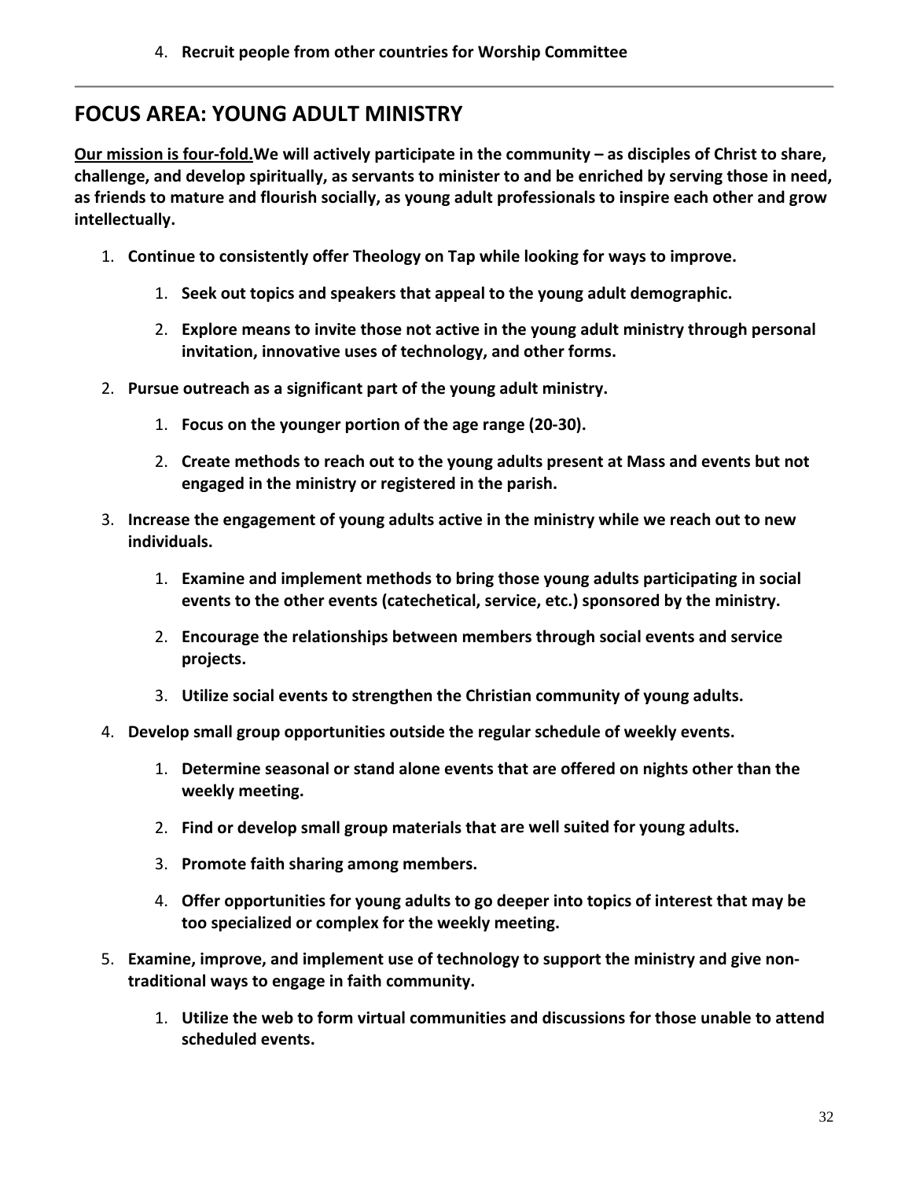4. **Recruit people from other countries for Worship Committee**

---

## FOCUS AREA: YOUNG ADULT MINISTRY

**<u>Our mission is four-fold.</u>We will actively participate in the community – as disciples of Christ to share, challenge, and develop spiritually, as servants to minister to and be enriched by serving those in need, as friends to mature and flourish socially, as young adult professionals to inspire each other and grow intellectually.**

1. **Continue to consistently offer Theology on Tap while looking for ways to improve.**
    1. **Seek out topics and speakers that appeal to the young adult demographic.**
    2. **Explore means to invite those not active in the young adult ministry through personal invitation, innovative uses of technology, and other forms.**
2. **Pursue outreach as a significant part of the young adult ministry.**
    1. **Focus on the younger portion of the age range (20-30).**
    2. **Create methods to reach out to the young adults present at Mass and events but not engaged in the ministry or registered in the parish.**
3. **Increase the engagement of young adults active in the ministry while we reach out to new individuals.**
    1. **Examine and implement methods to bring those young adults participating in social events to the other events (catechetical, service, etc.) sponsored by the ministry.**
    2. **Encourage the relationships between members through social events and service projects.**
    3. **Utilize social events to strengthen the Christian community of young adults.**
4. **Develop small group opportunities outside the regular schedule of weekly events.**
    1. **Determine seasonal or stand alone events that are offered on nights other than the weekly meeting.**
    2. **Find or develop small group materials that are well suited for young adults.**
    3. **Promote faith sharing among members.**
    4. **Offer opportunities for young adults to go deeper into topics of interest that may be too specialized or complex for the weekly meeting.**
5. **Examine, improve, and implement use of technology to support the ministry and give non-traditional ways to engage in faith community.**
    1. **Utilize the web to form virtual communities and discussions for those unable to attend scheduled events.**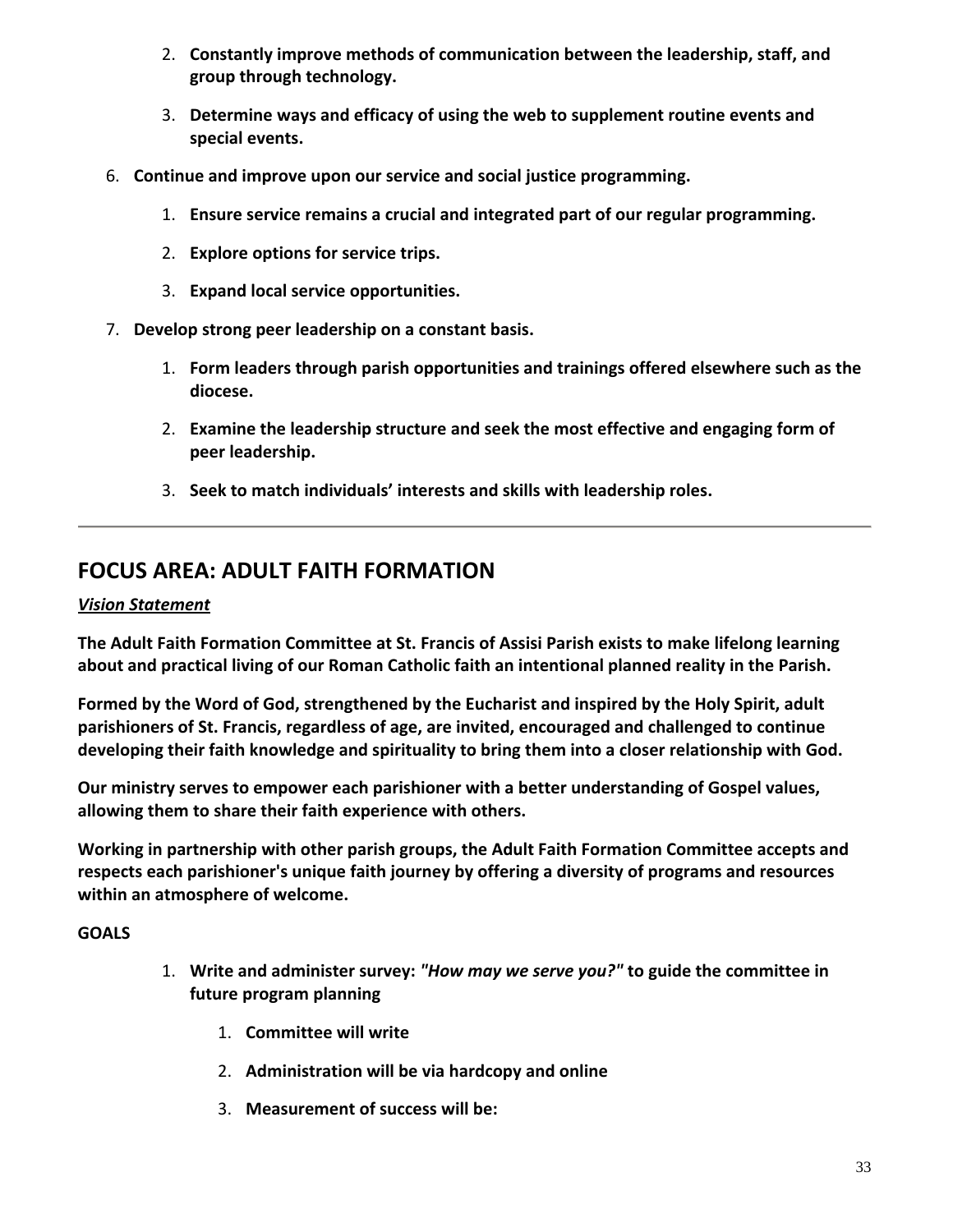2. **Constantly improve methods of communication between the leadership, staff, and group through technology.**
3. **Determine ways and efficacy of using the web to supplement routine events and special events.**

6. **Continue and improve upon our service and social justice programming.**
   1. **Ensure service remains a crucial and integrated part of our regular programming.**
   2. **Explore options for service trips.**
   3. **Expand local service opportunities.**
7. **Develop strong peer leadership on a constant basis.**
   1. **Form leaders through parish opportunities and trainings offered elsewhere such as the diocese.**
   2. **Examine the leadership structure and seek the most effective and engaging form of peer leadership.**
   3. **Seek to match individuals' interests and skills with leadership roles.**

---

## FOCUS AREA: ADULT FAITH FORMATION

***Vision Statement***

**The Adult Faith Formation Committee at St. Francis of Assisi Parish exists to make lifelong learning about and practical living of our Roman Catholic faith an intentional planned reality in the Parish.**

**Formed by the Word of God, strengthened by the Eucharist and inspired by the Holy Spirit, adult parishioners of St. Francis, regardless of age, are invited, encouraged and challenged to continue developing their faith knowledge and spirituality to bring them into a closer relationship with God.**

**Our ministry serves to empower each parishioner with a better understanding of Gospel values, allowing them to share their faith experience with others.**

**Working in partnership with other parish groups, the Adult Faith Formation Committee accepts and respects each parishioner's unique faith journey by offering a diversity of programs and resources within an atmosphere of welcome.**

**GOALS**

1. **Write and administer survey: *"How may we serve you?"* to guide the committee in future program planning**
   1. **Committee will write**
   2. **Administration will be via hardcopy and online**
   3. **Measurement of success will be:**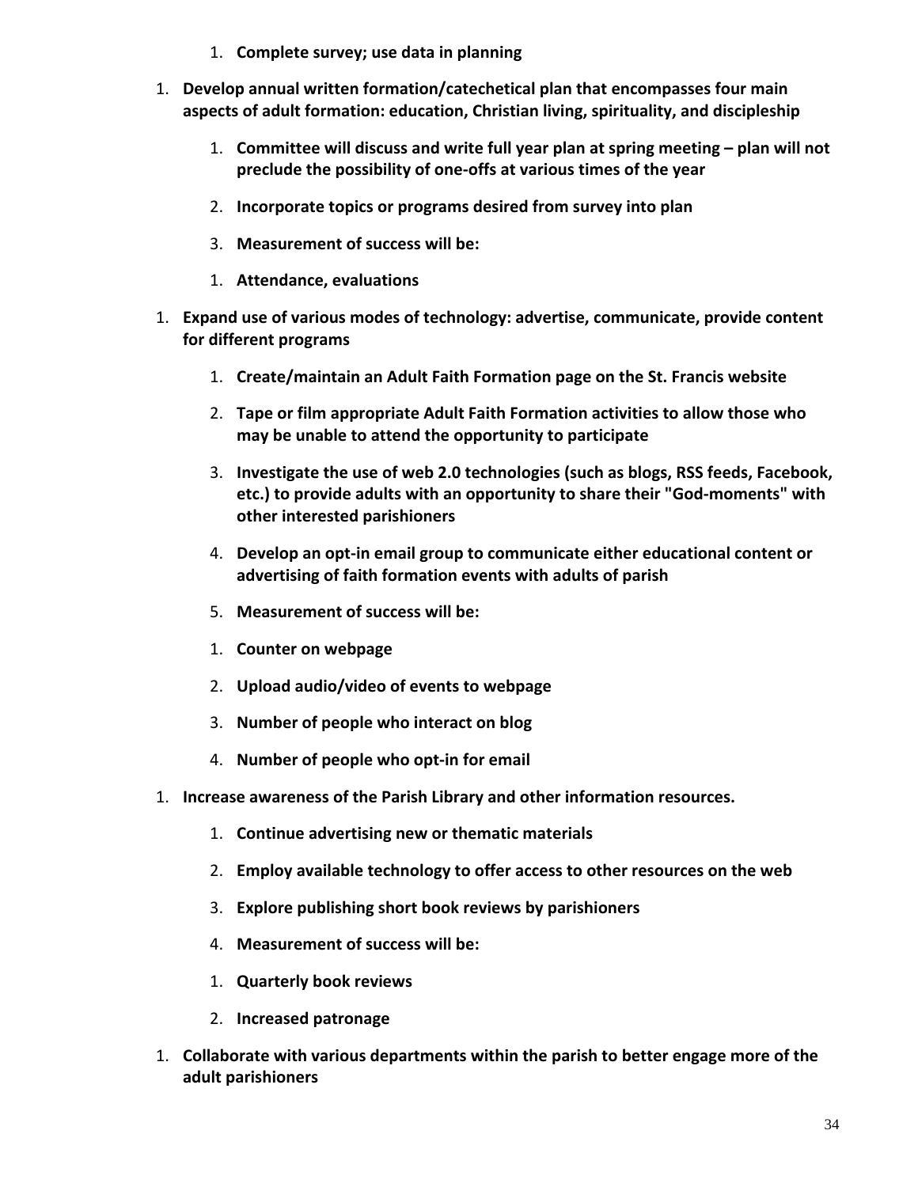1. **Complete survey; use data in planning**

1. **Develop annual written formation/catechetical plan that encompasses four main aspects of adult formation: education, Christian living, spirituality, and discipleship**

   1. **Committee will discuss and write full year plan at spring meeting – plan will not preclude the possibility of one-offs at various times of the year**

   2. **Incorporate topics or programs desired from survey into plan**

   3. **Measurement of success will be:**

   1. **Attendance, evaluations**

1. **Expand use of various modes of technology: advertise, communicate, provide content for different programs**

   1. **Create/maintain an Adult Faith Formation page on the St. Francis website**

   2. **Tape or film appropriate Adult Faith Formation activities to allow those who may be unable to attend the opportunity to participate**

   3. **Investigate the use of web 2.0 technologies (such as blogs, RSS feeds, Facebook, etc.) to provide adults with an opportunity to share their "God-moments" with other interested parishioners**

   4. **Develop an opt-in email group to communicate either educational content or advertising of faith formation events with adults of parish**

   5. **Measurement of success will be:**

   1. **Counter on webpage**

   2. **Upload audio/video of events to webpage**

   3. **Number of people who interact on blog**

   4. **Number of people who opt-in for email**

1. **Increase awareness of the Parish Library and other information resources.**

   1. **Continue advertising new or thematic materials**

   2. **Employ available technology to offer access to other resources on the web**

   3. **Explore publishing short book reviews by parishioners**

   4. **Measurement of success will be:**

   1. **Quarterly book reviews**

   2. **Increased patronage**

1. **Collaborate with various departments within the parish to better engage more of the adult parishioners**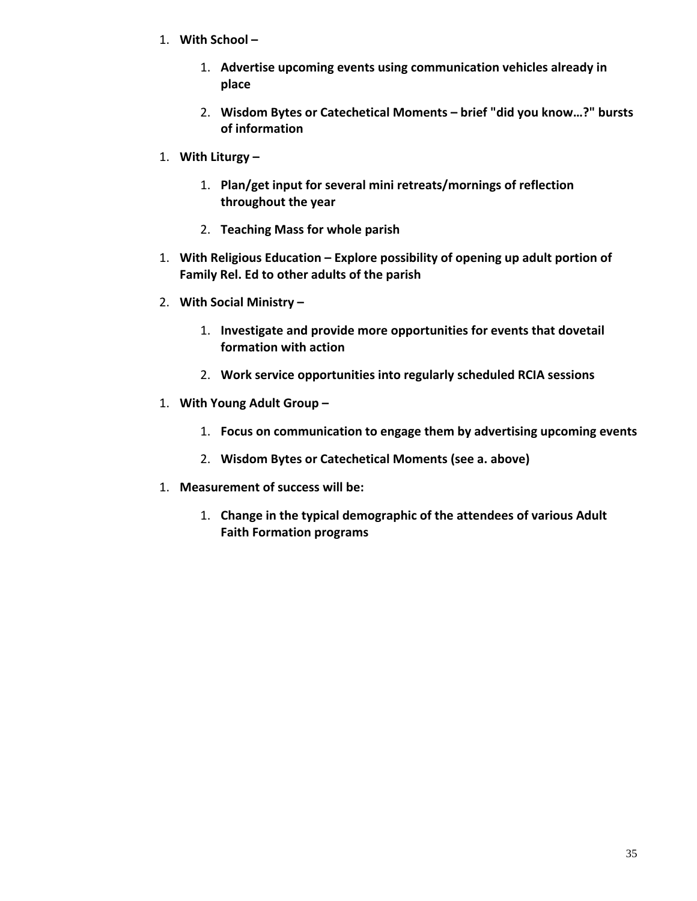1. **With School –**

    1. **Advertise upcoming events using communication vehicles already in place**

    2. **Wisdom Bytes or Catechetical Moments – brief "did you know…?" bursts of information**

1. **With Liturgy –**

    1. **Plan/get input for several mini retreats/mornings of reflection throughout the year**

    2. **Teaching Mass for whole parish**

1. **With Religious Education – Explore possibility of opening up adult portion of Family Rel. Ed to other adults of the parish**

2. **With Social Ministry –**

    1. **Investigate and provide more opportunities for events that dovetail formation with action**

    2. **Work service opportunities into regularly scheduled RCIA sessions**

1. **With Young Adult Group –**

    1. **Focus on communication to engage them by advertising upcoming events**

    2. **Wisdom Bytes or Catechetical Moments (see a. above)**

1. **Measurement of success will be:**

    1. **Change in the typical demographic of the attendees of various Adult Faith Formation programs**